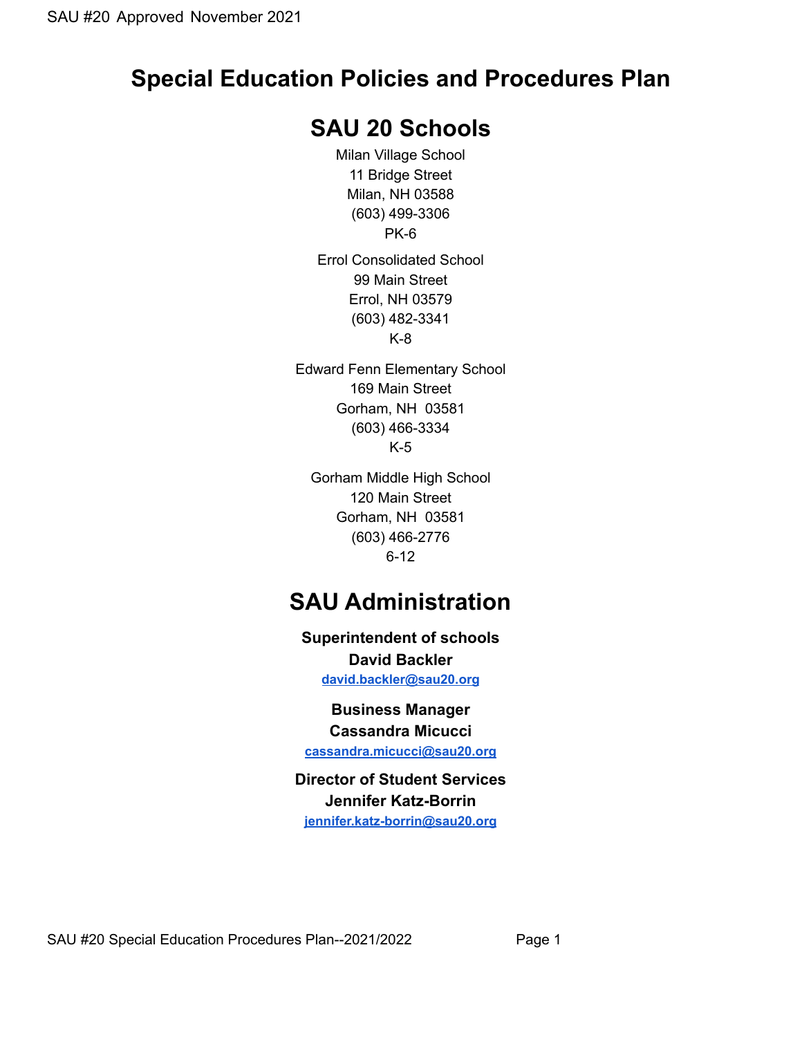# Special Education Policies and Procedures Plan

## SAU 20 Schools

Milan Village School
11 Bridge Street
Milan, NH 03588
(603) 499-3306
PK-6

Errol Consolidated School
99 Main Street
Errol, NH 03579
(603) 482-3341
K-8

Edward Fenn Elementary School
169 Main Street
Gorham, NH 03581
(603) 466-3334
K-5

Gorham Middle High School
120 Main Street
Gorham, NH 03581
(603) 466-2776
6-12

## SAU Administration

**Superintendent of schools**
**David Backler**
**david.backler@sau20.org**

**Business Manager**
**Cassandra Micucci**
**cassandra.micucci@sau20.org**

**Director of Student Services**
**Jennifer Katz-Borrin**
**jennifer.katz-borrin@sau20.org**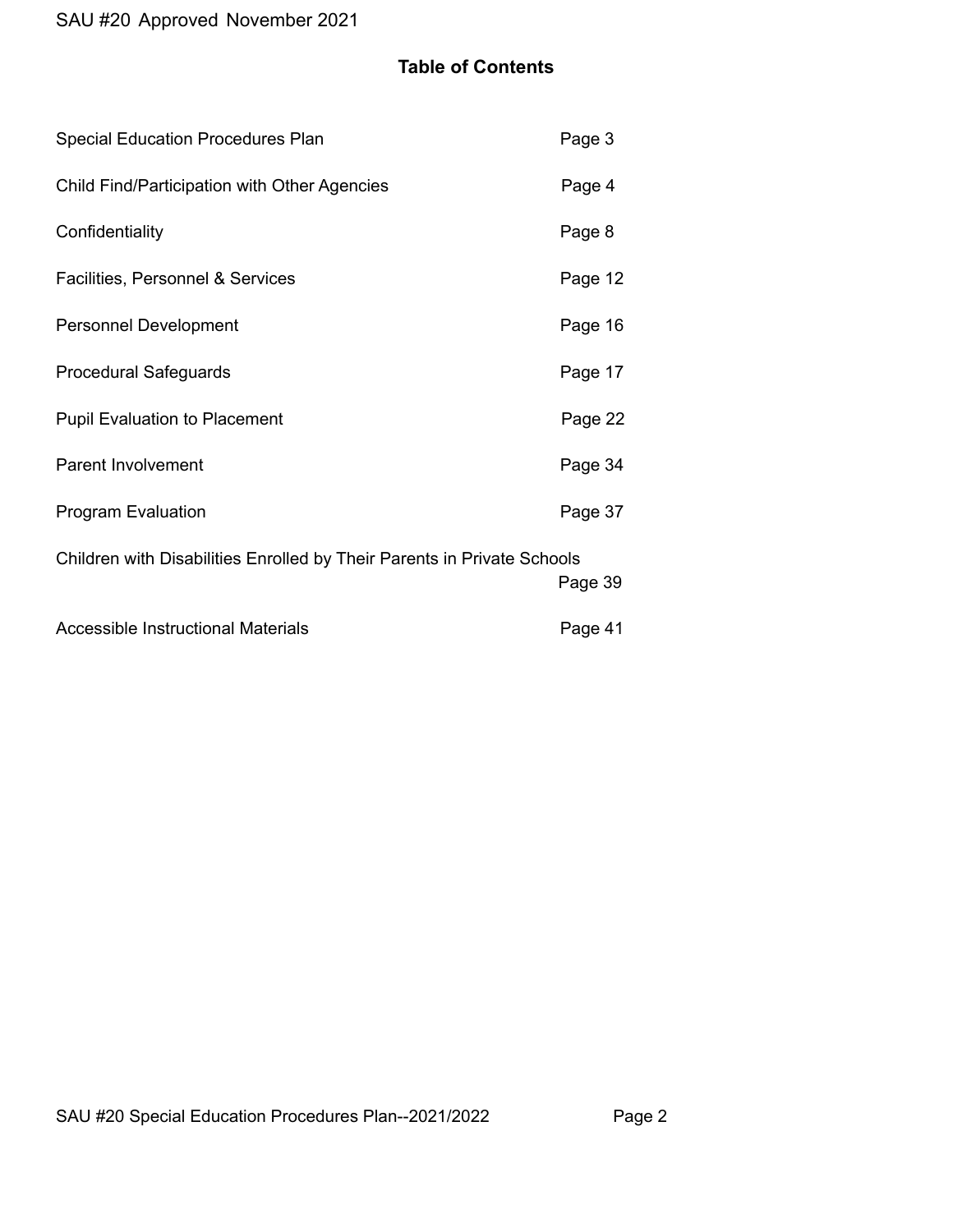## Table of Contents

| | |
|---|---|
| Special Education Procedures Plan | Page 3 |
| Child Find/Participation with Other Agencies | Page 4 |
| Confidentiality | Page 8 |
| Facilities, Personnel & Services | Page 12 |
| Personnel Development | Page 16 |
| Procedural Safeguards | Page 17 |
| Pupil Evaluation to Placement | Page 22 |
| Parent Involvement | Page 34 |
| Program Evaluation | Page 37 |
| Children with Disabilities Enrolled by Their Parents in Private Schools | Page 39 |
| Accessible Instructional Materials | Page 41 |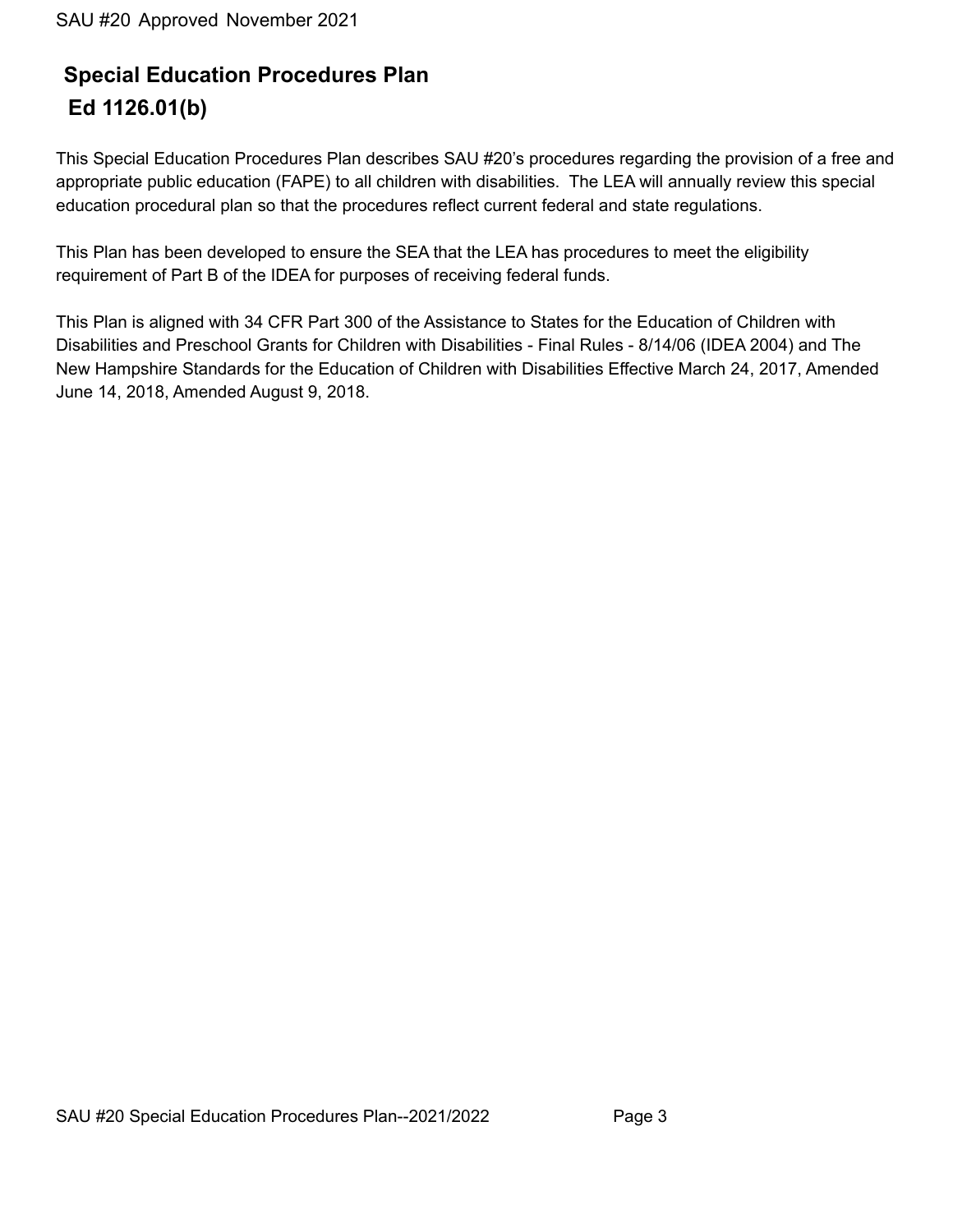# Special Education Procedures Plan

## Ed 1126.01(b)

This Special Education Procedures Plan describes SAU #20's procedures regarding the provision of a free and appropriate public education (FAPE) to all children with disabilities. The LEA will annually review this special education procedural plan so that the procedures reflect current federal and state regulations.

This Plan has been developed to ensure the SEA that the LEA has procedures to meet the eligibility requirement of Part B of the IDEA for purposes of receiving federal funds.

This Plan is aligned with 34 CFR Part 300 of the Assistance to States for the Education of Children with Disabilities and Preschool Grants for Children with Disabilities - Final Rules - 8/14/06 (IDEA 2004) and The New Hampshire Standards for the Education of Children with Disabilities Effective March 24, 2017, Amended June 14, 2018, Amended August 9, 2018.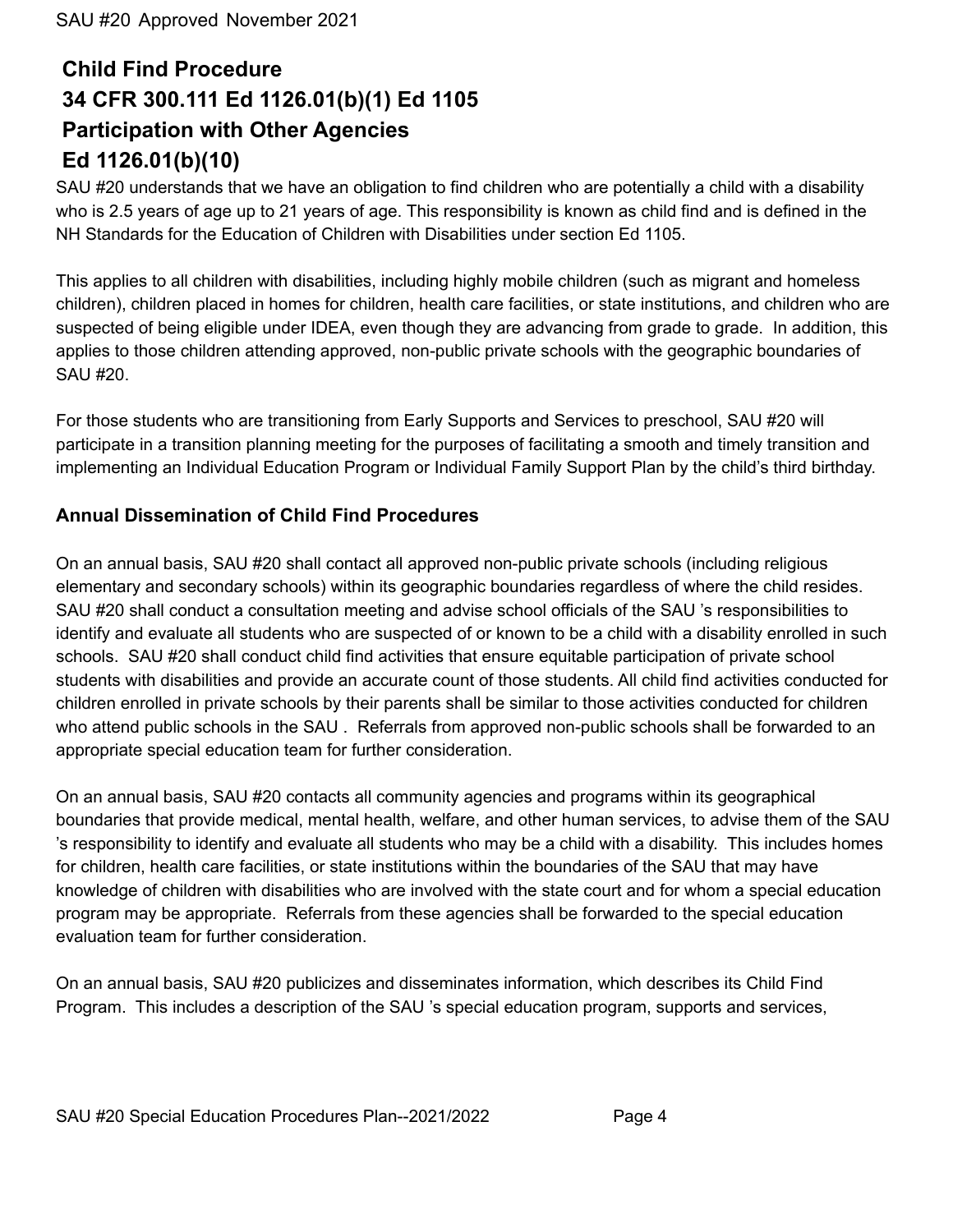## Child Find Procedure
## 34 CFR 300.111 Ed 1126.01(b)(1) Ed 1105
## Participation with Other Agencies
## Ed 1126.01(b)(10)

SAU #20 understands that we have an obligation to find children who are potentially a child with a disability who is 2.5 years of age up to 21 years of age. This responsibility is known as child find and is defined in the NH Standards for the Education of Children with Disabilities under section Ed 1105.

This applies to all children with disabilities, including highly mobile children (such as migrant and homeless children), children placed in homes for children, health care facilities, or state institutions, and children who are suspected of being eligible under IDEA, even though they are advancing from grade to grade. In addition, this applies to those children attending approved, non-public private schools with the geographic boundaries of SAU #20.

For those students who are transitioning from Early Supports and Services to preschool, SAU #20 will participate in a transition planning meeting for the purposes of facilitating a smooth and timely transition and implementing an Individual Education Program or Individual Family Support Plan by the child's third birthday.

### Annual Dissemination of Child Find Procedures

On an annual basis, SAU #20 shall contact all approved non-public private schools (including religious elementary and secondary schools) within its geographic boundaries regardless of where the child resides. SAU #20 shall conduct a consultation meeting and advise school officials of the SAU 's responsibilities to identify and evaluate all students who are suspected of or known to be a child with a disability enrolled in such schools. SAU #20 shall conduct child find activities that ensure equitable participation of private school students with disabilities and provide an accurate count of those students. All child find activities conducted for children enrolled in private schools by their parents shall be similar to those activities conducted for children who attend public schools in the SAU . Referrals from approved non-public schools shall be forwarded to an appropriate special education team for further consideration.

On an annual basis, SAU #20 contacts all community agencies and programs within its geographical boundaries that provide medical, mental health, welfare, and other human services, to advise them of the SAU 's responsibility to identify and evaluate all students who may be a child with a disability. This includes homes for children, health care facilities, or state institutions within the boundaries of the SAU that may have knowledge of children with disabilities who are involved with the state court and for whom a special education program may be appropriate. Referrals from these agencies shall be forwarded to the special education evaluation team for further consideration.

On an annual basis, SAU #20 publicizes and disseminates information, which describes its Child Find Program. This includes a description of the SAU 's special education program, supports and services,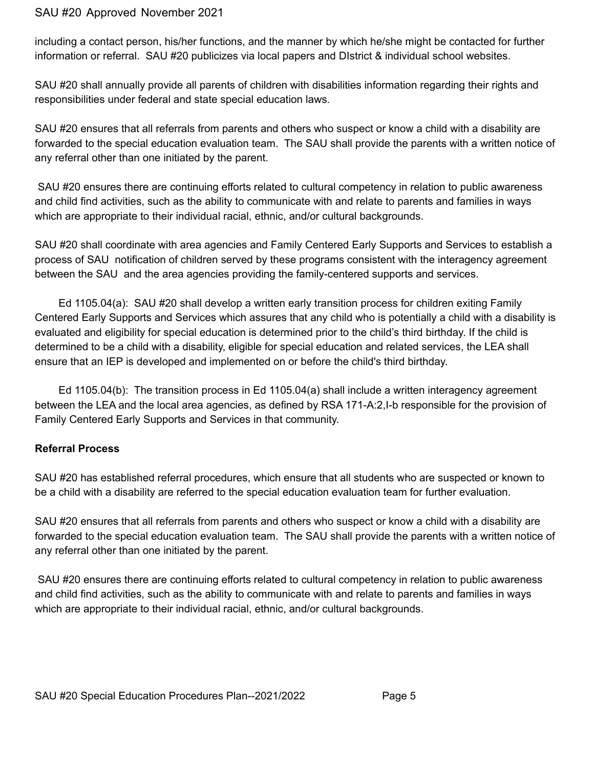including a contact person, his/her functions, and the manner by which he/she might be contacted for further information or referral. SAU #20 publicizes via local papers and DIstrict & individual school websites.

SAU #20 shall annually provide all parents of children with disabilities information regarding their rights and responsibilities under federal and state special education laws.

SAU #20 ensures that all referrals from parents and others who suspect or know a child with a disability are forwarded to the special education evaluation team. The SAU shall provide the parents with a written notice of any referral other than one initiated by the parent.

SAU #20 ensures there are continuing efforts related to cultural competency in relation to public awareness and child find activities, such as the ability to communicate with and relate to parents and families in ways which are appropriate to their individual racial, ethnic, and/or cultural backgrounds.

SAU #20 shall coordinate with area agencies and Family Centered Early Supports and Services to establish a process of SAU notification of children served by these programs consistent with the interagency agreement between the SAU and the area agencies providing the family-centered supports and services.

Ed 1105.04(a): SAU #20 shall develop a written early transition process for children exiting Family Centered Early Supports and Services which assures that any child who is potentially a child with a disability is evaluated and eligibility for special education is determined prior to the child's third birthday. If the child is determined to be a child with a disability, eligible for special education and related services, the LEA shall ensure that an IEP is developed and implemented on or before the child's third birthday.

Ed 1105.04(b): The transition process in Ed 1105.04(a) shall include a written interagency agreement between the LEA and the local area agencies, as defined by RSA 171-A:2,I-b responsible for the provision of Family Centered Early Supports and Services in that community.

**Referral Process**

SAU #20 has established referral procedures, which ensure that all students who are suspected or known to be a child with a disability are referred to the special education evaluation team for further evaluation.

SAU #20 ensures that all referrals from parents and others who suspect or know a child with a disability are forwarded to the special education evaluation team. The SAU shall provide the parents with a written notice of any referral other than one initiated by the parent.

SAU #20 ensures there are continuing efforts related to cultural competency in relation to public awareness and child find activities, such as the ability to communicate with and relate to parents and families in ways which are appropriate to their individual racial, ethnic, and/or cultural backgrounds.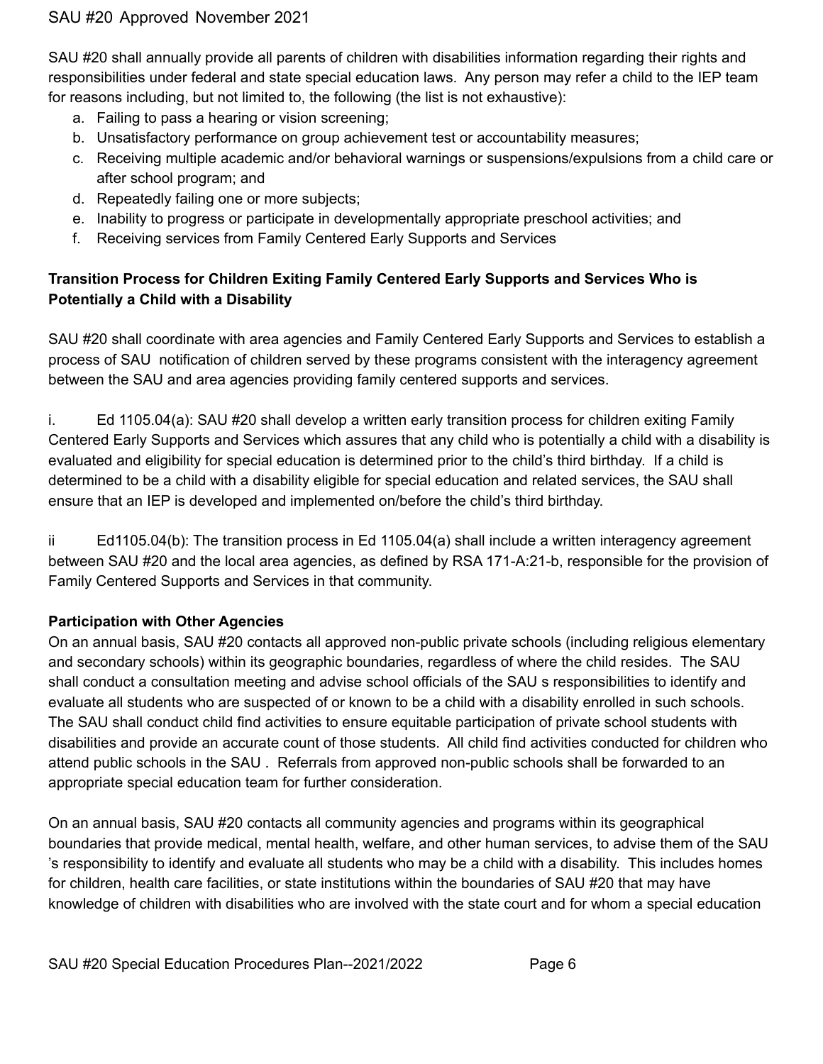SAU #20 shall annually provide all parents of children with disabilities information regarding their rights and responsibilities under federal and state special education laws. Any person may refer a child to the IEP team for reasons including, but not limited to, the following (the list is not exhaustive):

a. Failing to pass a hearing or vision screening;
b. Unsatisfactory performance on group achievement test or accountability measures;
c. Receiving multiple academic and/or behavioral warnings or suspensions/expulsions from a child care or after school program; and
d. Repeatedly failing one or more subjects;
e. Inability to progress or participate in developmentally appropriate preschool activities; and
f. Receiving services from Family Centered Early Supports and Services

**Transition Process for Children Exiting Family Centered Early Supports and Services Who is Potentially a Child with a Disability**

SAU #20 shall coordinate with area agencies and Family Centered Early Supports and Services to establish a process of SAU notification of children served by these programs consistent with the interagency agreement between the SAU and area agencies providing family centered supports and services.

i. Ed 1105.04(a): SAU #20 shall develop a written early transition process for children exiting Family Centered Early Supports and Services which assures that any child who is potentially a child with a disability is evaluated and eligibility for special education is determined prior to the child's third birthday. If a child is determined to be a child with a disability eligible for special education and related services, the SAU shall ensure that an IEP is developed and implemented on/before the child's third birthday.

ii Ed1105.04(b): The transition process in Ed 1105.04(a) shall include a written interagency agreement between SAU #20 and the local area agencies, as defined by RSA 171-A:21-b, responsible for the provision of Family Centered Supports and Services in that community.

**Participation with Other Agencies**

On an annual basis, SAU #20 contacts all approved non-public private schools (including religious elementary and secondary schools) within its geographic boundaries, regardless of where the child resides. The SAU shall conduct a consultation meeting and advise school officials of the SAU s responsibilities to identify and evaluate all students who are suspected of or known to be a child with a disability enrolled in such schools. The SAU shall conduct child find activities to ensure equitable participation of private school students with disabilities and provide an accurate count of those students. All child find activities conducted for children who attend public schools in the SAU . Referrals from approved non-public schools shall be forwarded to an appropriate special education team for further consideration.

On an annual basis, SAU #20 contacts all community agencies and programs within its geographical boundaries that provide medical, mental health, welfare, and other human services, to advise them of the SAU 's responsibility to identify and evaluate all students who may be a child with a disability. This includes homes for children, health care facilities, or state institutions within the boundaries of SAU #20 that may have knowledge of children with disabilities who are involved with the state court and for whom a special education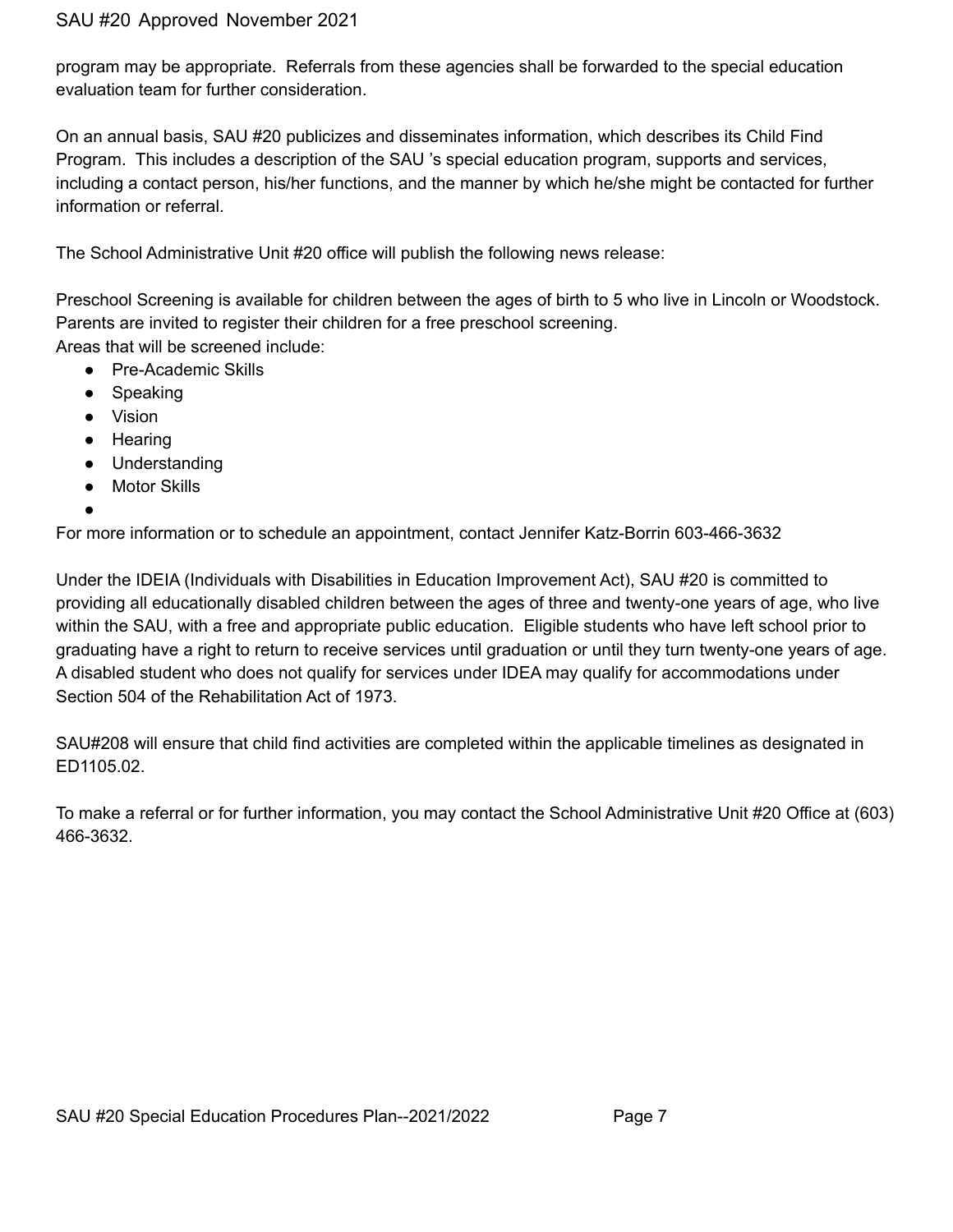program may be appropriate. Referrals from these agencies shall be forwarded to the special education evaluation team for further consideration.

On an annual basis, SAU #20 publicizes and disseminates information, which describes its Child Find Program. This includes a description of the SAU 's special education program, supports and services, including a contact person, his/her functions, and the manner by which he/she might be contacted for further information or referral.

The School Administrative Unit #20 office will publish the following news release:

Preschool Screening is available for children between the ages of birth to 5 who live in Lincoln or Woodstock. Parents are invited to register their children for a free preschool screening.
Areas that will be screened include:

- Pre-Academic Skills
- Speaking
- Vision
- Hearing
- Understanding
- Motor Skills
-

For more information or to schedule an appointment, contact Jennifer Katz-Borrin 603-466-3632

Under the IDEIA (Individuals with Disabilities in Education Improvement Act), SAU #20 is committed to providing all educationally disabled children between the ages of three and twenty-one years of age, who live within the SAU, with a free and appropriate public education. Eligible students who have left school prior to graduating have a right to return to receive services until graduation or until they turn twenty-one years of age. A disabled student who does not qualify for services under IDEA may qualify for accommodations under Section 504 of the Rehabilitation Act of 1973.

SAU#208 will ensure that child find activities are completed within the applicable timelines as designated in ED1105.02.

To make a referral or for further information, you may contact the School Administrative Unit #20 Office at (603) 466-3632.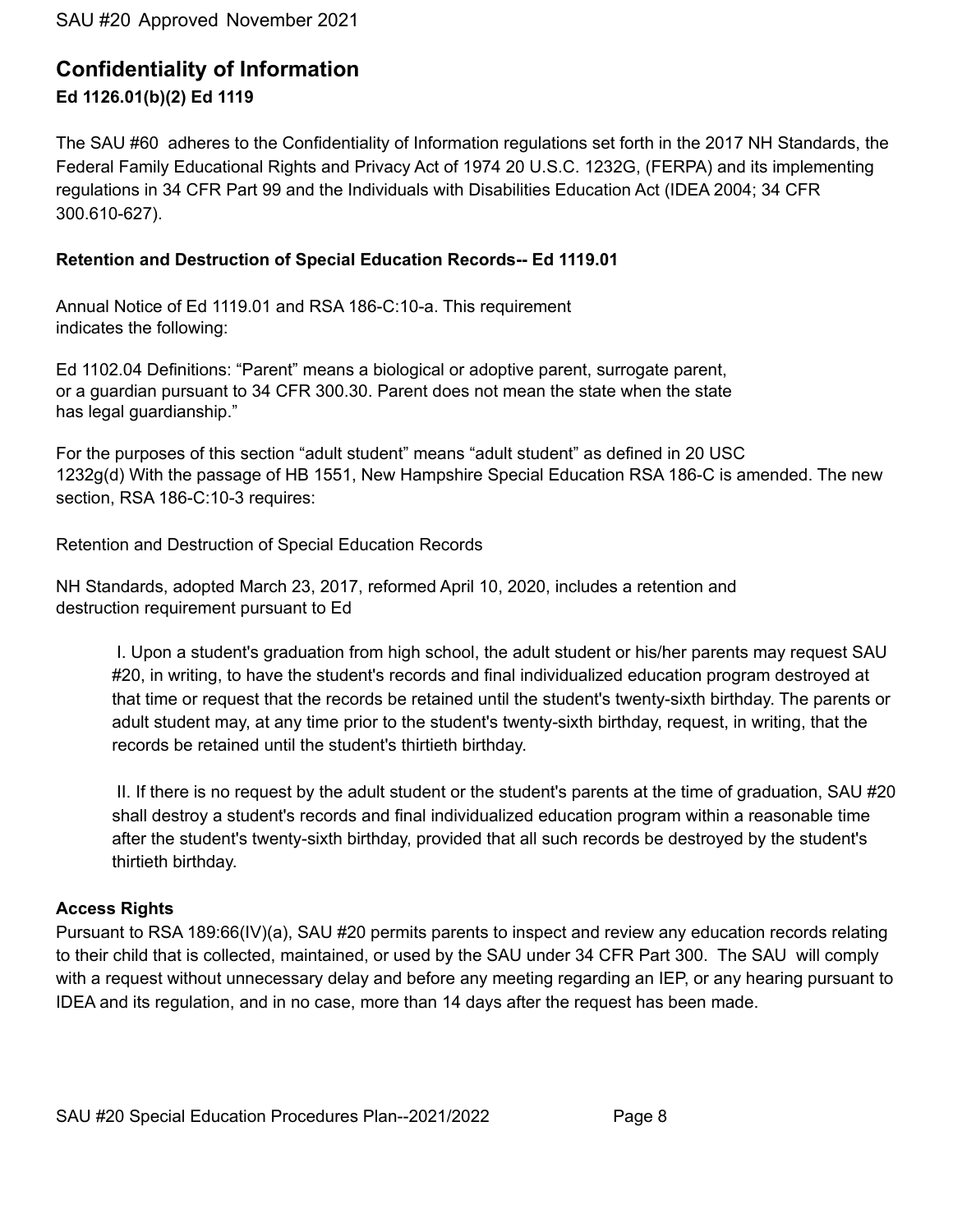## Confidentiality of Information

**Ed 1126.01(b)(2) Ed 1119**

The SAU #60 adheres to the Confidentiality of Information regulations set forth in the 2017 NH Standards, the Federal Family Educational Rights and Privacy Act of 1974 20 U.S.C. 1232G, (FERPA) and its implementing regulations in 34 CFR Part 99 and the Individuals with Disabilities Education Act (IDEA 2004; 34 CFR 300.610-627).

**Retention and Destruction of Special Education Records-- Ed 1119.01**

Annual Notice of Ed 1119.01 and RSA 186-C:10-a. This requirement indicates the following:

Ed 1102.04 Definitions: "Parent" means a biological or adoptive parent, surrogate parent, or a guardian pursuant to 34 CFR 300.30. Parent does not mean the state when the state has legal guardianship."

For the purposes of this section "adult student" means "adult student" as defined in 20 USC 1232g(d) With the passage of HB 1551, New Hampshire Special Education RSA 186-C is amended. The new section, RSA 186-C:10-3 requires:

Retention and Destruction of Special Education Records

NH Standards, adopted March 23, 2017, reformed April 10, 2020, includes a retention and destruction requirement pursuant to Ed

> I. Upon a student's graduation from high school, the adult student or his/her parents may request SAU #20, in writing, to have the student's records and final individualized education program destroyed at that time or request that the records be retained until the student's twenty-sixth birthday. The parents or adult student may, at any time prior to the student's twenty-sixth birthday, request, in writing, that the records be retained until the student's thirtieth birthday.
>
> II. If there is no request by the adult student or the student's parents at the time of graduation, SAU #20 shall destroy a student's records and final individualized education program within a reasonable time after the student's twenty-sixth birthday, provided that all such records be destroyed by the student's thirtieth birthday.

**Access Rights**

Pursuant to RSA 189:66(IV)(a), SAU #20 permits parents to inspect and review any education records relating to their child that is collected, maintained, or used by the SAU under 34 CFR Part 300. The SAU will comply with a request without unnecessary delay and before any meeting regarding an IEP, or any hearing pursuant to IDEA and its regulation, and in no case, more than 14 days after the request has been made.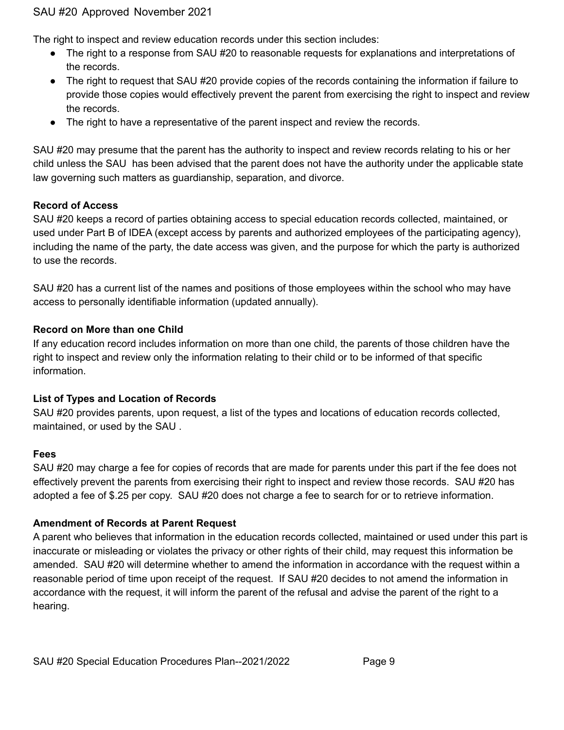The right to inspect and review education records under this section includes:

- The right to a response from SAU #20 to reasonable requests for explanations and interpretations of the records.
- The right to request that SAU #20 provide copies of the records containing the information if failure to provide those copies would effectively prevent the parent from exercising the right to inspect and review the records.
- The right to have a representative of the parent inspect and review the records.

SAU #20 may presume that the parent has the authority to inspect and review records relating to his or her child unless the SAU has been advised that the parent does not have the authority under the applicable state law governing such matters as guardianship, separation, and divorce.

**Record of Access**

SAU #20 keeps a record of parties obtaining access to special education records collected, maintained, or used under Part B of IDEA (except access by parents and authorized employees of the participating agency), including the name of the party, the date access was given, and the purpose for which the party is authorized to use the records.

SAU #20 has a current list of the names and positions of those employees within the school who may have access to personally identifiable information (updated annually).

**Record on More than one Child**

If any education record includes information on more than one child, the parents of those children have the right to inspect and review only the information relating to their child or to be informed of that specific information.

**List of Types and Location of Records**

SAU #20 provides parents, upon request, a list of the types and locations of education records collected, maintained, or used by the SAU .

**Fees**

SAU #20 may charge a fee for copies of records that are made for parents under this part if the fee does not effectively prevent the parents from exercising their right to inspect and review those records. SAU #20 has adopted a fee of $.25 per copy. SAU #20 does not charge a fee to search for or to retrieve information.

**Amendment of Records at Parent Request**

A parent who believes that information in the education records collected, maintained or used under this part is inaccurate or misleading or violates the privacy or other rights of their child, may request this information be amended. SAU #20 will determine whether to amend the information in accordance with the request within a reasonable period of time upon receipt of the request. If SAU #20 decides to not amend the information in accordance with the request, it will inform the parent of the refusal and advise the parent of the right to a hearing.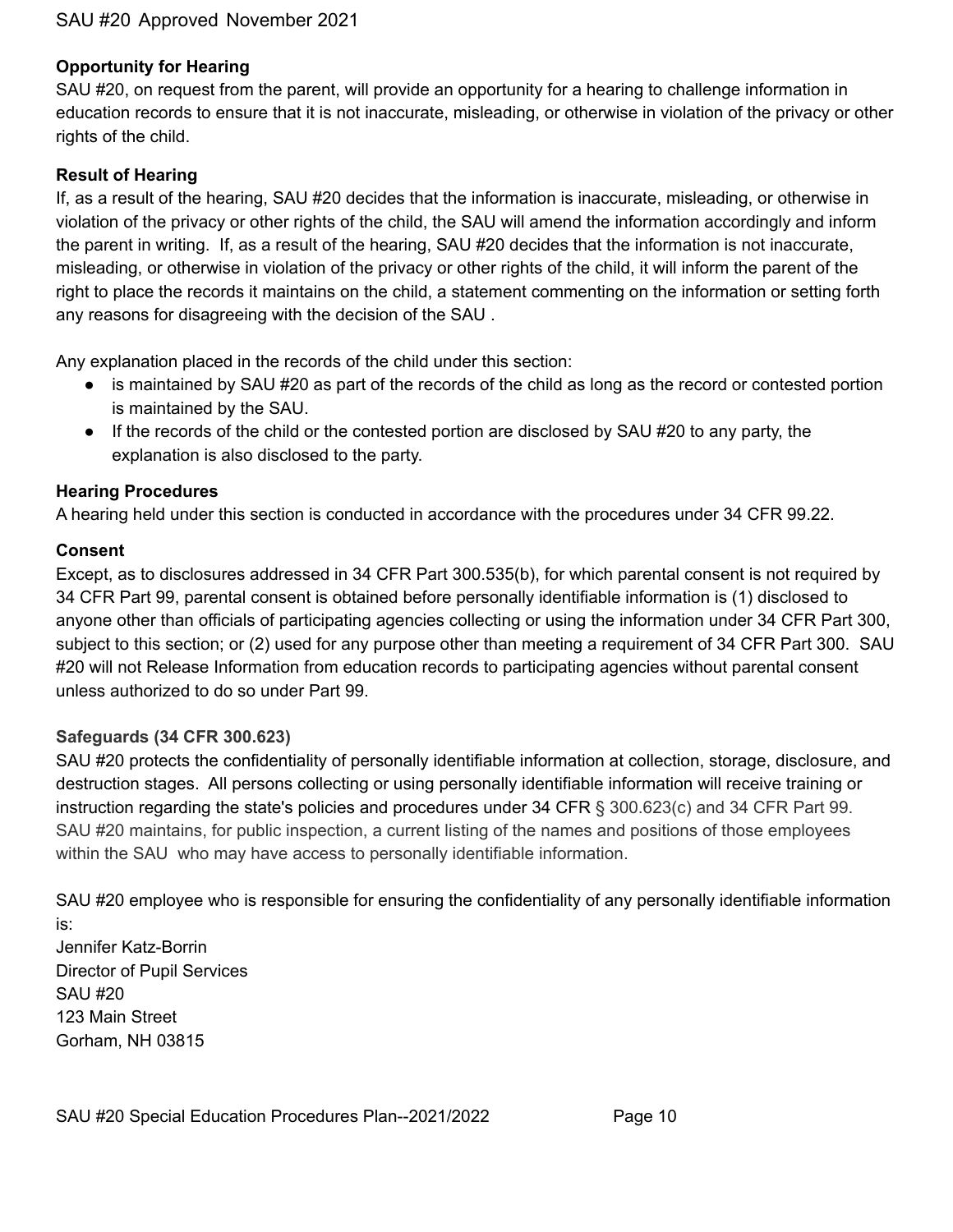**Opportunity for Hearing**

SAU #20, on request from the parent, will provide an opportunity for a hearing to challenge information in education records to ensure that it is not inaccurate, misleading, or otherwise in violation of the privacy or other rights of the child.

**Result of Hearing**

If, as a result of the hearing, SAU #20 decides that the information is inaccurate, misleading, or otherwise in violation of the privacy or other rights of the child, the SAU will amend the information accordingly and inform the parent in writing. If, as a result of the hearing, SAU #20 decides that the information is not inaccurate, misleading, or otherwise in violation of the privacy or other rights of the child, it will inform the parent of the right to place the records it maintains on the child, a statement commenting on the information or setting forth any reasons for disagreeing with the decision of the SAU .

Any explanation placed in the records of the child under this section:

- is maintained by SAU #20 as part of the records of the child as long as the record or contested portion is maintained by the SAU.
- If the records of the child or the contested portion are disclosed by SAU #20 to any party, the explanation is also disclosed to the party.

**Hearing Procedures**

A hearing held under this section is conducted in accordance with the procedures under 34 CFR 99.22.

**Consent**

Except, as to disclosures addressed in 34 CFR Part 300.535(b), for which parental consent is not required by 34 CFR Part 99, parental consent is obtained before personally identifiable information is (1) disclosed to anyone other than officials of participating agencies collecting or using the information under 34 CFR Part 300, subject to this section; or (2) used for any purpose other than meeting a requirement of 34 CFR Part 300. SAU #20 will not Release Information from education records to participating agencies without parental consent unless authorized to do so under Part 99.

**Safeguards (34 CFR 300.623)**

SAU #20 protects the confidentiality of personally identifiable information at collection, storage, disclosure, and destruction stages. All persons collecting or using personally identifiable information will receive training or instruction regarding the state's policies and procedures under 34 CFR § 300.623(c) and 34 CFR Part 99. SAU #20 maintains, for public inspection, a current listing of the names and positions of those employees within the SAU who may have access to personally identifiable information.

SAU #20 employee who is responsible for ensuring the confidentiality of any personally identifiable information is:
Jennifer Katz-Borrin
Director of Pupil Services
SAU #20
123 Main Street
Gorham, NH 03815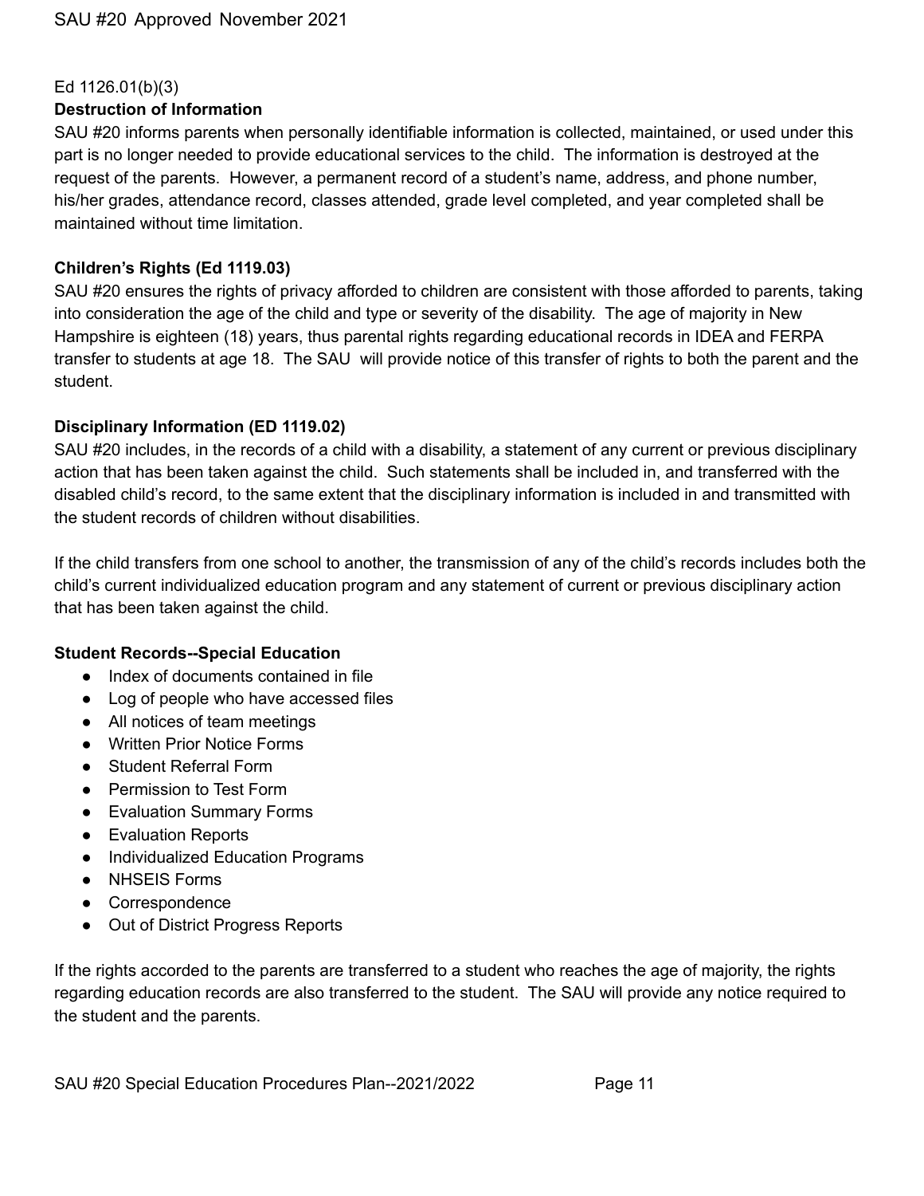Ed 1126.01(b)(3)

**Destruction of Information**

SAU #20 informs parents when personally identifiable information is collected, maintained, or used under this part is no longer needed to provide educational services to the child. The information is destroyed at the request of the parents. However, a permanent record of a student's name, address, and phone number, his/her grades, attendance record, classes attended, grade level completed, and year completed shall be maintained without time limitation.

**Children's Rights (Ed 1119.03)**

SAU #20 ensures the rights of privacy afforded to children are consistent with those afforded to parents, taking into consideration the age of the child and type or severity of the disability. The age of majority in New Hampshire is eighteen (18) years, thus parental rights regarding educational records in IDEA and FERPA transfer to students at age 18. The SAU will provide notice of this transfer of rights to both the parent and the student.

**Disciplinary Information (ED 1119.02)**

SAU #20 includes, in the records of a child with a disability, a statement of any current or previous disciplinary action that has been taken against the child. Such statements shall be included in, and transferred with the disabled child's record, to the same extent that the disciplinary information is included in and transmitted with the student records of children without disabilities.

If the child transfers from one school to another, the transmission of any of the child's records includes both the child's current individualized education program and any statement of current or previous disciplinary action that has been taken against the child.

**Student Records--Special Education**

- Index of documents contained in file
- Log of people who have accessed files
- All notices of team meetings
- Written Prior Notice Forms
- Student Referral Form
- Permission to Test Form
- Evaluation Summary Forms
- Evaluation Reports
- Individualized Education Programs
- NHSEIS Forms
- Correspondence
- Out of District Progress Reports

If the rights accorded to the parents are transferred to a student who reaches the age of majority, the rights regarding education records are also transferred to the student. The SAU will provide any notice required to the student and the parents.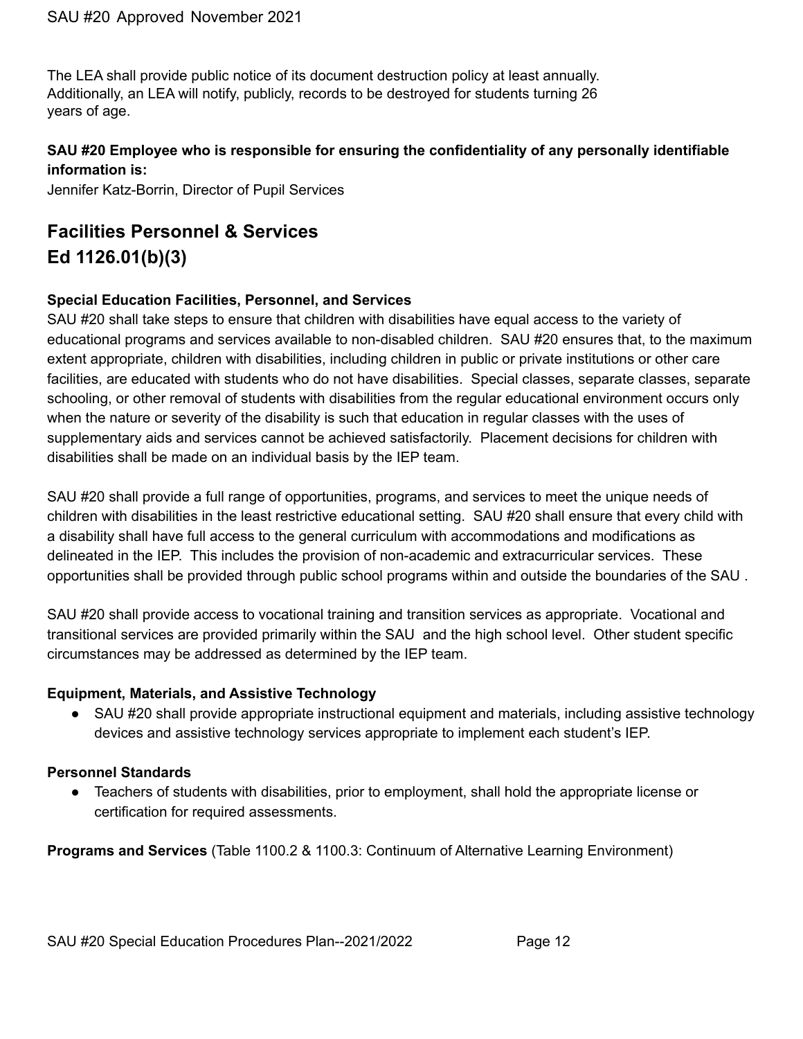The LEA shall provide public notice of its document destruction policy at least annually. Additionally, an LEA will notify, publicly, records to be destroyed for students turning 26 years of age.

**SAU #20 Employee who is responsible for ensuring the confidentiality of any personally identifiable information is:**
Jennifer Katz-Borrin, Director of Pupil Services

## Facilities Personnel & Services Ed 1126.01(b)(3)

**Special Education Facilities, Personnel, and Services**
SAU #20 shall take steps to ensure that children with disabilities have equal access to the variety of educational programs and services available to non-disabled children. SAU #20 ensures that, to the maximum extent appropriate, children with disabilities, including children in public or private institutions or other care facilities, are educated with students who do not have disabilities. Special classes, separate classes, separate schooling, or other removal of students with disabilities from the regular educational environment occurs only when the nature or severity of the disability is such that education in regular classes with the uses of supplementary aids and services cannot be achieved satisfactorily. Placement decisions for children with disabilities shall be made on an individual basis by the IEP team.

SAU #20 shall provide a full range of opportunities, programs, and services to meet the unique needs of children with disabilities in the least restrictive educational setting. SAU #20 shall ensure that every child with a disability shall have full access to the general curriculum with accommodations and modifications as delineated in the IEP. This includes the provision of non-academic and extracurricular services. These opportunities shall be provided through public school programs within and outside the boundaries of the SAU .

SAU #20 shall provide access to vocational training and transition services as appropriate. Vocational and transitional services are provided primarily within the SAU and the high school level. Other student specific circumstances may be addressed as determined by the IEP team.

**Equipment, Materials, and Assistive Technology**

- SAU #20 shall provide appropriate instructional equipment and materials, including assistive technology devices and assistive technology services appropriate to implement each student's IEP.

**Personnel Standards**

- Teachers of students with disabilities, prior to employment, shall hold the appropriate license or certification for required assessments.

**Programs and Services** (Table 1100.2 & 1100.3: Continuum of Alternative Learning Environment)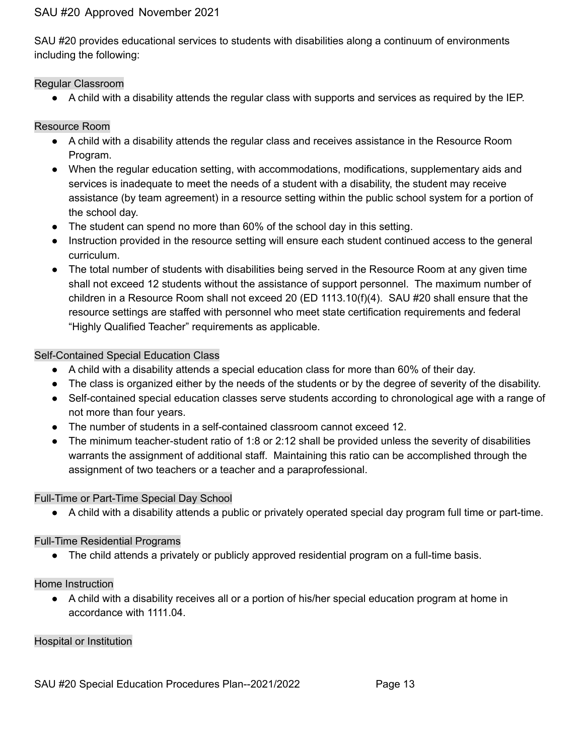SAU #20 provides educational services to students with disabilities along a continuum of environments including the following:

### Regular Classroom

- A child with a disability attends the regular class with supports and services as required by the IEP.

### Resource Room

- A child with a disability attends the regular class and receives assistance in the Resource Room Program.
- When the regular education setting, with accommodations, modifications, supplementary aids and services is inadequate to meet the needs of a student with a disability, the student may receive assistance (by team agreement) in a resource setting within the public school system for a portion of the school day.
- The student can spend no more than 60% of the school day in this setting.
- Instruction provided in the resource setting will ensure each student continued access to the general curriculum.
- The total number of students with disabilities being served in the Resource Room at any given time shall not exceed 12 students without the assistance of support personnel. The maximum number of children in a Resource Room shall not exceed 20 (ED 1113.10(f)(4). SAU #20 shall ensure that the resource settings are staffed with personnel who meet state certification requirements and federal "Highly Qualified Teacher" requirements as applicable.

### Self-Contained Special Education Class

- A child with a disability attends a special education class for more than 60% of their day.
- The class is organized either by the needs of the students or by the degree of severity of the disability.
- Self-contained special education classes serve students according to chronological age with a range of not more than four years.
- The number of students in a self-contained classroom cannot exceed 12.
- The minimum teacher-student ratio of 1:8 or 2:12 shall be provided unless the severity of disabilities warrants the assignment of additional staff. Maintaining this ratio can be accomplished through the assignment of two teachers or a teacher and a paraprofessional.

### Full-Time or Part-Time Special Day School

- A child with a disability attends a public or privately operated special day program full time or part-time.

### Full-Time Residential Programs

- The child attends a privately or publicly approved residential program on a full-time basis.

### Home Instruction

- A child with a disability receives all or a portion of his/her special education program at home in accordance with 1111.04.

### Hospital or Institution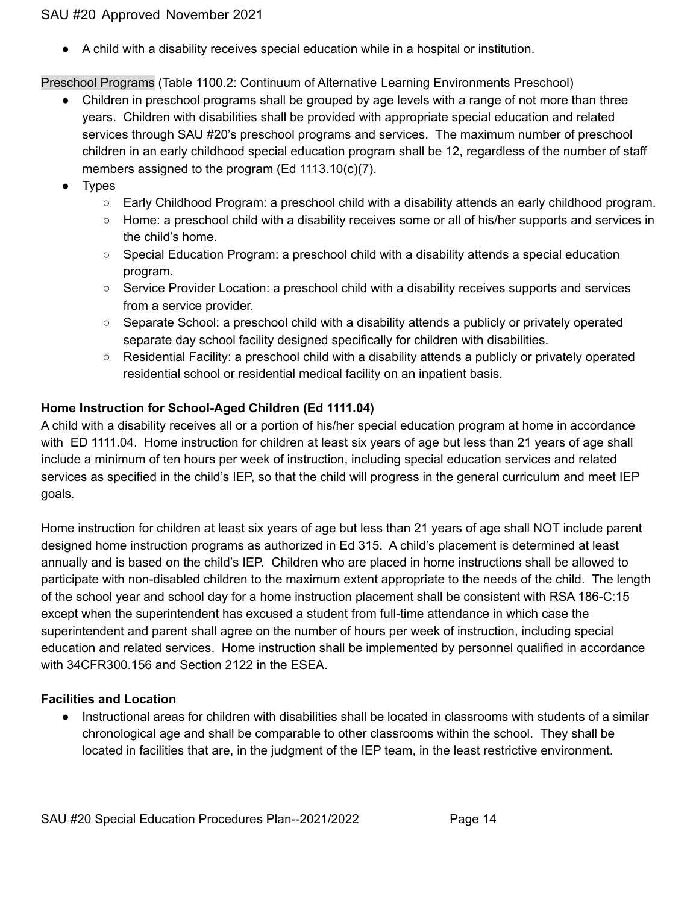- A child with a disability receives special education while in a hospital or institution.

Preschool Programs (Table 1100.2: Continuum of Alternative Learning Environments Preschool)

- Children in preschool programs shall be grouped by age levels with a range of not more than three years. Children with disabilities shall be provided with appropriate special education and related services through SAU #20's preschool programs and services. The maximum number of preschool children in an early childhood special education program shall be 12, regardless of the number of staff members assigned to the program (Ed 1113.10(c)(7).
- Types
    - Early Childhood Program: a preschool child with a disability attends an early childhood program.
    - Home: a preschool child with a disability receives some or all of his/her supports and services in the child's home.
    - Special Education Program: a preschool child with a disability attends a special education program.
    - Service Provider Location: a preschool child with a disability receives supports and services from a service provider.
    - Separate School: a preschool child with a disability attends a publicly or privately operated separate day school facility designed specifically for children with disabilities.
    - Residential Facility: a preschool child with a disability attends a publicly or privately operated residential school or residential medical facility on an inpatient basis.

**Home Instruction for School-Aged Children (Ed 1111.04)**

A child with a disability receives all or a portion of his/her special education program at home in accordance with ED 1111.04. Home instruction for children at least six years of age but less than 21 years of age shall include a minimum of ten hours per week of instruction, including special education services and related services as specified in the child's IEP, so that the child will progress in the general curriculum and meet IEP goals.

Home instruction for children at least six years of age but less than 21 years of age shall NOT include parent designed home instruction programs as authorized in Ed 315. A child's placement is determined at least annually and is based on the child's IEP. Children who are placed in home instructions shall be allowed to participate with non-disabled children to the maximum extent appropriate to the needs of the child. The length of the school year and school day for a home instruction placement shall be consistent with RSA 186-C:15 except when the superintendent has excused a student from full-time attendance in which case the superintendent and parent shall agree on the number of hours per week of instruction, including special education and related services. Home instruction shall be implemented by personnel qualified in accordance with 34CFR300.156 and Section 2122 in the ESEA.

**Facilities and Location**

- Instructional areas for children with disabilities shall be located in classrooms with students of a similar chronological age and shall be comparable to other classrooms within the school. They shall be located in facilities that are, in the judgment of the IEP team, in the least restrictive environment.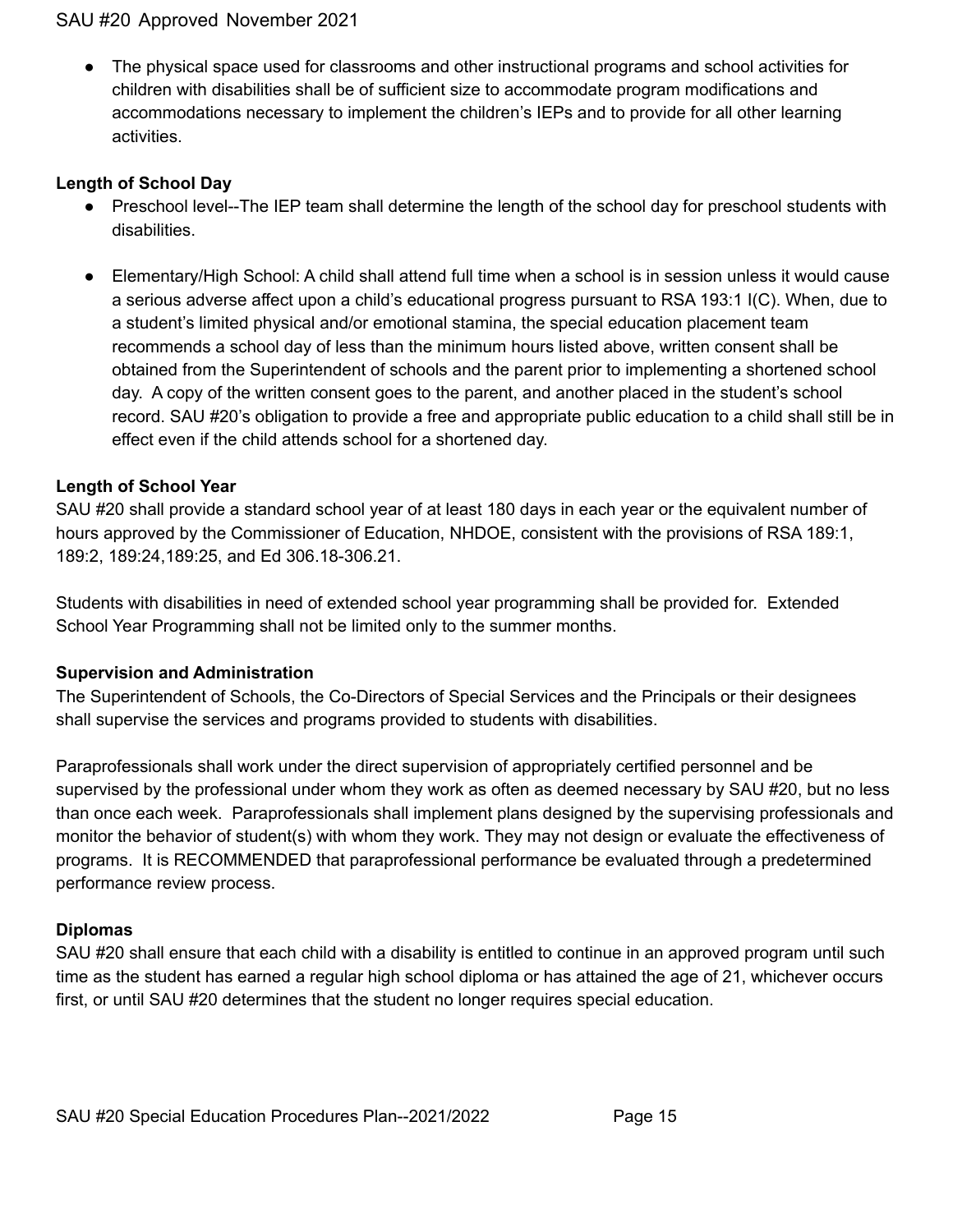- The physical space used for classrooms and other instructional programs and school activities for children with disabilities shall be of sufficient size to accommodate program modifications and accommodations necessary to implement the children's IEPs and to provide for all other learning activities.

**Length of School Day**

- Preschool level--The IEP team shall determine the length of the school day for preschool students with disabilities.
- Elementary/High School: A child shall attend full time when a school is in session unless it would cause a serious adverse affect upon a child's educational progress pursuant to RSA 193:1 I(C). When, due to a student's limited physical and/or emotional stamina, the special education placement team recommends a school day of less than the minimum hours listed above, written consent shall be obtained from the Superintendent of schools and the parent prior to implementing a shortened school day. A copy of the written consent goes to the parent, and another placed in the student's school record. SAU #20's obligation to provide a free and appropriate public education to a child shall still be in effect even if the child attends school for a shortened day.

**Length of School Year**

SAU #20 shall provide a standard school year of at least 180 days in each year or the equivalent number of hours approved by the Commissioner of Education, NHDOE, consistent with the provisions of RSA 189:1, 189:2, 189:24,189:25, and Ed 306.18-306.21.

Students with disabilities in need of extended school year programming shall be provided for. Extended School Year Programming shall not be limited only to the summer months.

**Supervision and Administration**

The Superintendent of Schools, the Co-Directors of Special Services and the Principals or their designees shall supervise the services and programs provided to students with disabilities.

Paraprofessionals shall work under the direct supervision of appropriately certified personnel and be supervised by the professional under whom they work as often as deemed necessary by SAU #20, but no less than once each week. Paraprofessionals shall implement plans designed by the supervising professionals and monitor the behavior of student(s) with whom they work. They may not design or evaluate the effectiveness of programs. It is RECOMMENDED that paraprofessional performance be evaluated through a predetermined performance review process.

**Diplomas**

SAU #20 shall ensure that each child with a disability is entitled to continue in an approved program until such time as the student has earned a regular high school diploma or has attained the age of 21, whichever occurs first, or until SAU #20 determines that the student no longer requires special education.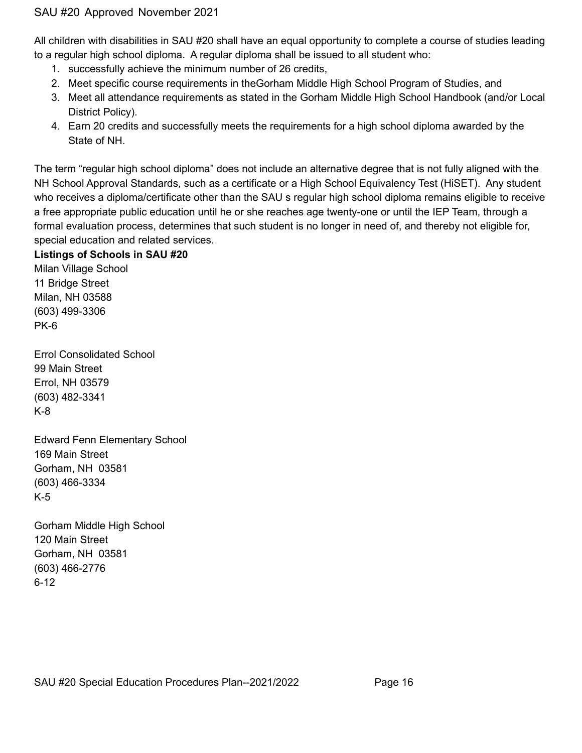All children with disabilities in SAU #20 shall have an equal opportunity to complete a course of studies leading to a regular high school diploma. A regular diploma shall be issued to all student who:

1. successfully achieve the minimum number of 26 credits,
2. Meet specific course requirements in theGorham Middle High School Program of Studies, and
3. Meet all attendance requirements as stated in the Gorham Middle High School Handbook (and/or Local District Policy).
4. Earn 20 credits and successfully meets the requirements for a high school diploma awarded by the State of NH.

The term "regular high school diploma" does not include an alternative degree that is not fully aligned with the NH School Approval Standards, such as a certificate or a High School Equivalency Test (HiSET). Any student who receives a diploma/certificate other than the SAU s regular high school diploma remains eligible to receive a free appropriate public education until he or she reaches age twenty-one or until the IEP Team, through a formal evaluation process, determines that such student is no longer in need of, and thereby not eligible for, special education and related services.

**Listings of Schools in SAU #20**

Milan Village School
11 Bridge Street
Milan, NH 03588
(603) 499-3306
PK-6

Errol Consolidated School
99 Main Street
Errol, NH 03579
(603) 482-3341
K-8

Edward Fenn Elementary School
169 Main Street
Gorham, NH 03581
(603) 466-3334
K-5

Gorham Middle High School
120 Main Street
Gorham, NH 03581
(603) 466-2776
6-12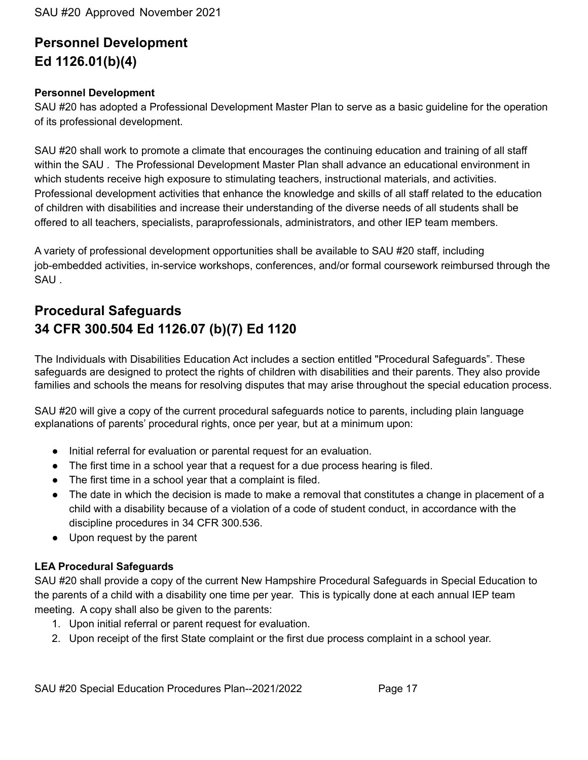## Personnel Development
## Ed 1126.01(b)(4)

**Personnel Development**
SAU #20 has adopted a Professional Development Master Plan to serve as a basic guideline for the operation of its professional development.

SAU #20 shall work to promote a climate that encourages the continuing education and training of all staff within the SAU . The Professional Development Master Plan shall advance an educational environment in which students receive high exposure to stimulating teachers, instructional materials, and activities. Professional development activities that enhance the knowledge and skills of all staff related to the education of children with disabilities and increase their understanding of the diverse needs of all students shall be offered to all teachers, specialists, paraprofessionals, administrators, and other IEP team members.

A variety of professional development opportunities shall be available to SAU #20 staff, including job-embedded activities, in-service workshops, conferences, and/or formal coursework reimbursed through the SAU .

## Procedural Safeguards
## 34 CFR 300.504 Ed 1126.07 (b)(7) Ed 1120

The Individuals with Disabilities Education Act includes a section entitled "Procedural Safeguards". These safeguards are designed to protect the rights of children with disabilities and their parents. They also provide families and schools the means for resolving disputes that may arise throughout the special education process.

SAU #20 will give a copy of the current procedural safeguards notice to parents, including plain language explanations of parents' procedural rights, once per year, but at a minimum upon:

- Initial referral for evaluation or parental request for an evaluation.
- The first time in a school year that a request for a due process hearing is filed.
- The first time in a school year that a complaint is filed.
- The date in which the decision is made to make a removal that constitutes a change in placement of a child with a disability because of a violation of a code of student conduct, in accordance with the discipline procedures in 34 CFR 300.536.
- Upon request by the parent

**LEA Procedural Safeguards**
SAU #20 shall provide a copy of the current New Hampshire Procedural Safeguards in Special Education to the parents of a child with a disability one time per year. This is typically done at each annual IEP team meeting. A copy shall also be given to the parents:

1. Upon initial referral or parent request for evaluation.
2. Upon receipt of the first State complaint or the first due process complaint in a school year.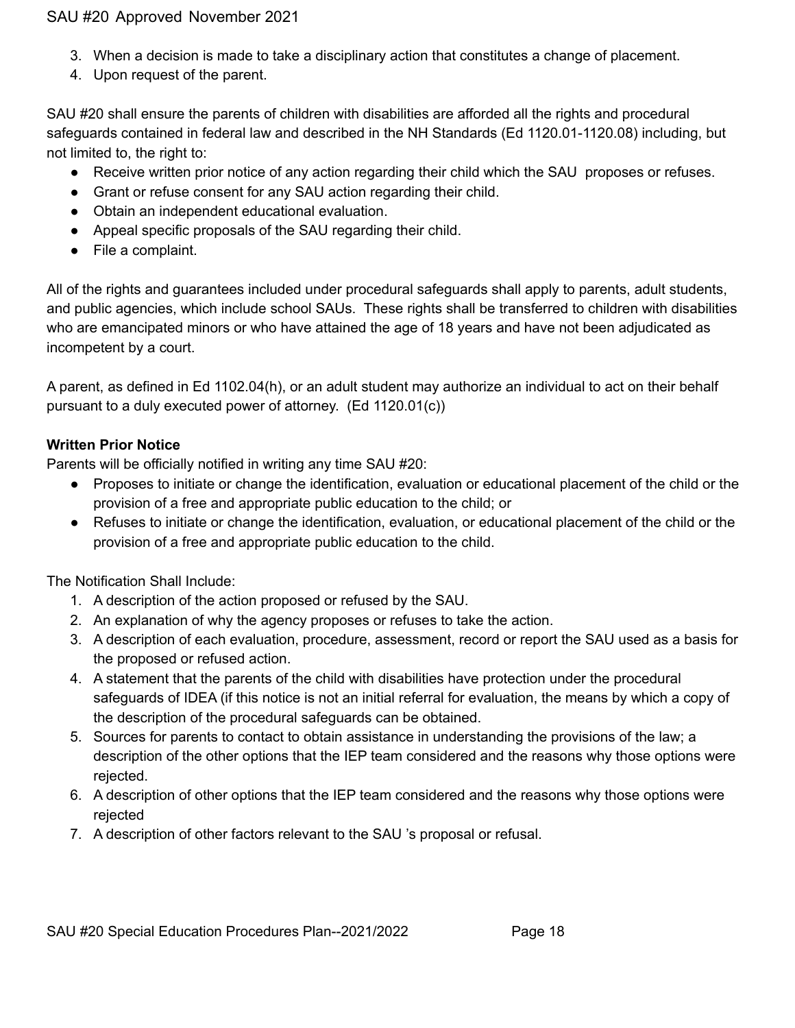3. When a decision is made to take a disciplinary action that constitutes a change of placement.
4. Upon request of the parent.

SAU #20 shall ensure the parents of children with disabilities are afforded all the rights and procedural safeguards contained in federal law and described in the NH Standards (Ed 1120.01-1120.08) including, but not limited to, the right to:

- Receive written prior notice of any action regarding their child which the SAU proposes or refuses.
- Grant or refuse consent for any SAU action regarding their child.
- Obtain an independent educational evaluation.
- Appeal specific proposals of the SAU regarding their child.
- File a complaint.

All of the rights and guarantees included under procedural safeguards shall apply to parents, adult students, and public agencies, which include school SAUs. These rights shall be transferred to children with disabilities who are emancipated minors or who have attained the age of 18 years and have not been adjudicated as incompetent by a court.

A parent, as defined in Ed 1102.04(h), or an adult student may authorize an individual to act on their behalf pursuant to a duly executed power of attorney. (Ed 1120.01(c))

**Written Prior Notice**

Parents will be officially notified in writing any time SAU #20:

- Proposes to initiate or change the identification, evaluation or educational placement of the child or the provision of a free and appropriate public education to the child; or
- Refuses to initiate or change the identification, evaluation, or educational placement of the child or the provision of a free and appropriate public education to the child.

The Notification Shall Include:

1. A description of the action proposed or refused by the SAU.
2. An explanation of why the agency proposes or refuses to take the action.
3. A description of each evaluation, procedure, assessment, record or report the SAU used as a basis for the proposed or refused action.
4. A statement that the parents of the child with disabilities have protection under the procedural safeguards of IDEA (if this notice is not an initial referral for evaluation, the means by which a copy of the description of the procedural safeguards can be obtained.
5. Sources for parents to contact to obtain assistance in understanding the provisions of the law; a description of the other options that the IEP team considered and the reasons why those options were rejected.
6. A description of other options that the IEP team considered and the reasons why those options were rejected
7. A description of other factors relevant to the SAU 's proposal or refusal.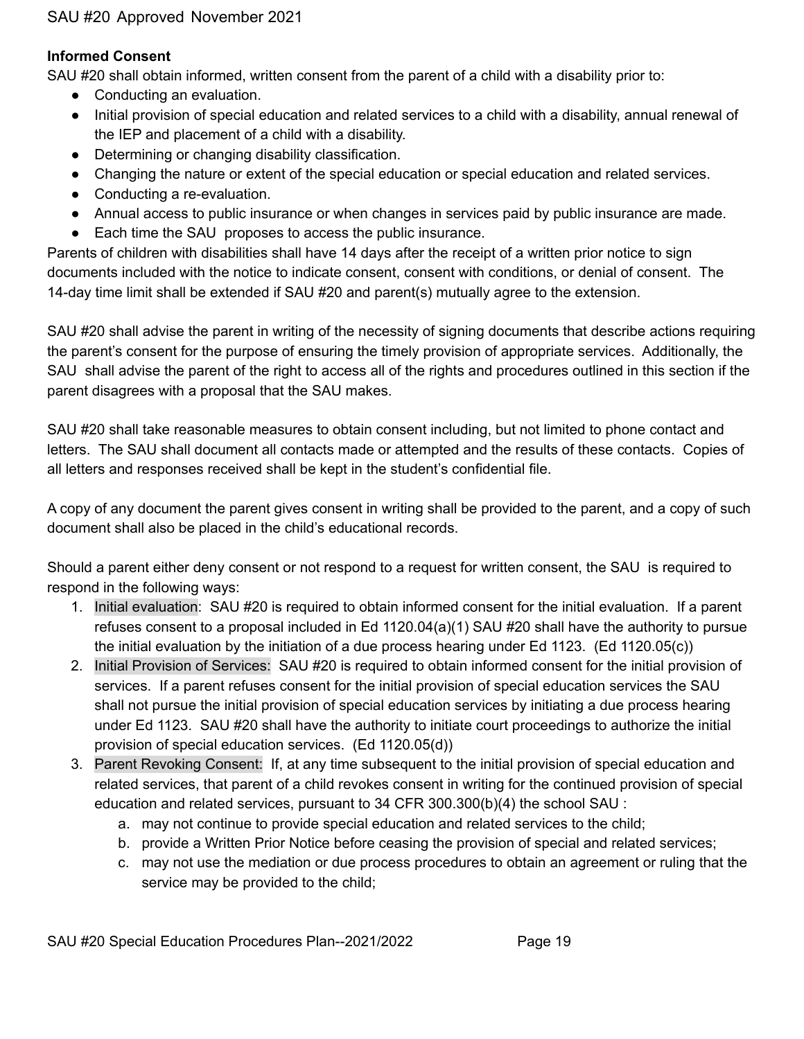**Informed Consent**

SAU #20 shall obtain informed, written consent from the parent of a child with a disability prior to:

- Conducting an evaluation.
- Initial provision of special education and related services to a child with a disability, annual renewal of the IEP and placement of a child with a disability.
- Determining or changing disability classification.
- Changing the nature or extent of the special education or special education and related services.
- Conducting a re-evaluation.
- Annual access to public insurance or when changes in services paid by public insurance are made.
- Each time the SAU proposes to access the public insurance.

Parents of children with disabilities shall have 14 days after the receipt of a written prior notice to sign documents included with the notice to indicate consent, consent with conditions, or denial of consent. The 14-day time limit shall be extended if SAU #20 and parent(s) mutually agree to the extension.

SAU #20 shall advise the parent in writing of the necessity of signing documents that describe actions requiring the parent's consent for the purpose of ensuring the timely provision of appropriate services. Additionally, the SAU shall advise the parent of the right to access all of the rights and procedures outlined in this section if the parent disagrees with a proposal that the SAU makes.

SAU #20 shall take reasonable measures to obtain consent including, but not limited to phone contact and letters. The SAU shall document all contacts made or attempted and the results of these contacts. Copies of all letters and responses received shall be kept in the student's confidential file.

A copy of any document the parent gives consent in writing shall be provided to the parent, and a copy of such document shall also be placed in the child's educational records.

Should a parent either deny consent or not respond to a request for written consent, the SAU is required to respond in the following ways:

1. Initial evaluation: SAU #20 is required to obtain informed consent for the initial evaluation. If a parent refuses consent to a proposal included in Ed 1120.04(a)(1) SAU #20 shall have the authority to pursue the initial evaluation by the initiation of a due process hearing under Ed 1123. (Ed 1120.05(c))
2. Initial Provision of Services: SAU #20 is required to obtain informed consent for the initial provision of services. If a parent refuses consent for the initial provision of special education services the SAU shall not pursue the initial provision of special education services by initiating a due process hearing under Ed 1123. SAU #20 shall have the authority to initiate court proceedings to authorize the initial provision of special education services. (Ed 1120.05(d))
3. Parent Revoking Consent: If, at any time subsequent to the initial provision of special education and related services, that parent of a child revokes consent in writing for the continued provision of special education and related services, pursuant to 34 CFR 300.300(b)(4) the school SAU :
    a. may not continue to provide special education and related services to the child;
    b. provide a Written Prior Notice before ceasing the provision of special and related services;
    c. may not use the mediation or due process procedures to obtain an agreement or ruling that the service may be provided to the child;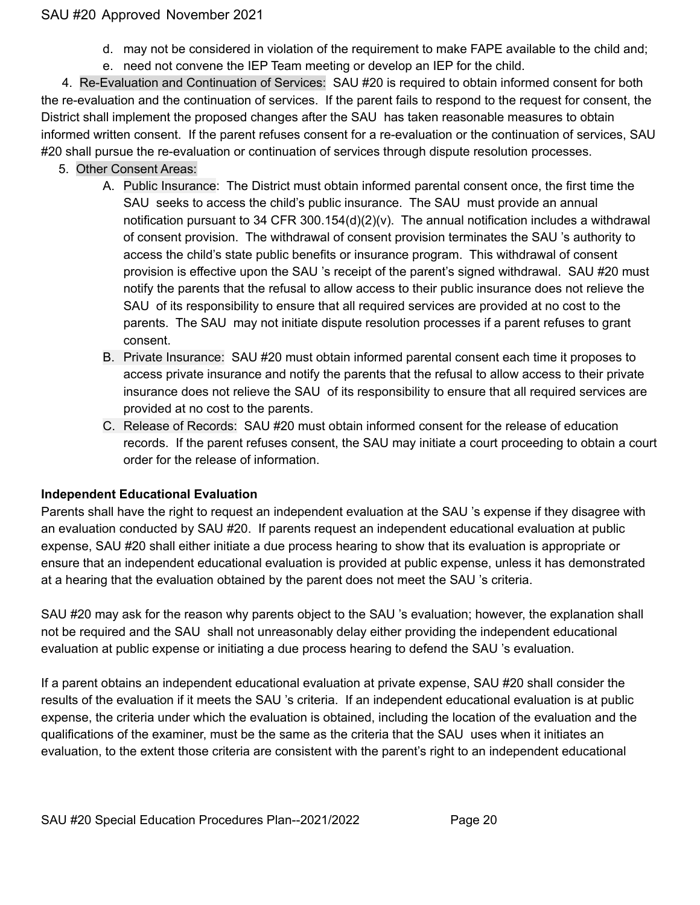d. may not be considered in violation of the requirement to make FAPE available to the child and;
e. need not convene the IEP Team meeting or develop an IEP for the child.

4. Re-Evaluation and Continuation of Services: SAU #20 is required to obtain informed consent for both the re-evaluation and the continuation of services. If the parent fails to respond to the request for consent, the District shall implement the proposed changes after the SAU has taken reasonable measures to obtain informed written consent. If the parent refuses consent for a re-evaluation or the continuation of services, SAU #20 shall pursue the re-evaluation or continuation of services through dispute resolution processes.

5. Other Consent Areas:
   A. Public Insurance: The District must obtain informed parental consent once, the first time the SAU seeks to access the child's public insurance. The SAU must provide an annual notification pursuant to 34 CFR 300.154(d)(2)(v). The annual notification includes a withdrawal of consent provision. The withdrawal of consent provision terminates the SAU 's authority to access the child's state public benefits or insurance program. This withdrawal of consent provision is effective upon the SAU 's receipt of the parent's signed withdrawal. SAU #20 must notify the parents that the refusal to allow access to their public insurance does not relieve the SAU of its responsibility to ensure that all required services are provided at no cost to the parents. The SAU may not initiate dispute resolution processes if a parent refuses to grant consent.
   B. Private Insurance: SAU #20 must obtain informed parental consent each time it proposes to access private insurance and notify the parents that the refusal to allow access to their private insurance does not relieve the SAU of its responsibility to ensure that all required services are provided at no cost to the parents.
   C. Release of Records: SAU #20 must obtain informed consent for the release of education records. If the parent refuses consent, the SAU may initiate a court proceeding to obtain a court order for the release of information.

**Independent Educational Evaluation**

Parents shall have the right to request an independent evaluation at the SAU 's expense if they disagree with an evaluation conducted by SAU #20. If parents request an independent educational evaluation at public expense, SAU #20 shall either initiate a due process hearing to show that its evaluation is appropriate or ensure that an independent educational evaluation is provided at public expense, unless it has demonstrated at a hearing that the evaluation obtained by the parent does not meet the SAU 's criteria.

SAU #20 may ask for the reason why parents object to the SAU 's evaluation; however, the explanation shall not be required and the SAU shall not unreasonably delay either providing the independent educational evaluation at public expense or initiating a due process hearing to defend the SAU 's evaluation.

If a parent obtains an independent educational evaluation at private expense, SAU #20 shall consider the results of the evaluation if it meets the SAU 's criteria. If an independent educational evaluation is at public expense, the criteria under which the evaluation is obtained, including the location of the evaluation and the qualifications of the examiner, must be the same as the criteria that the SAU uses when it initiates an evaluation, to the extent those criteria are consistent with the parent's right to an independent educational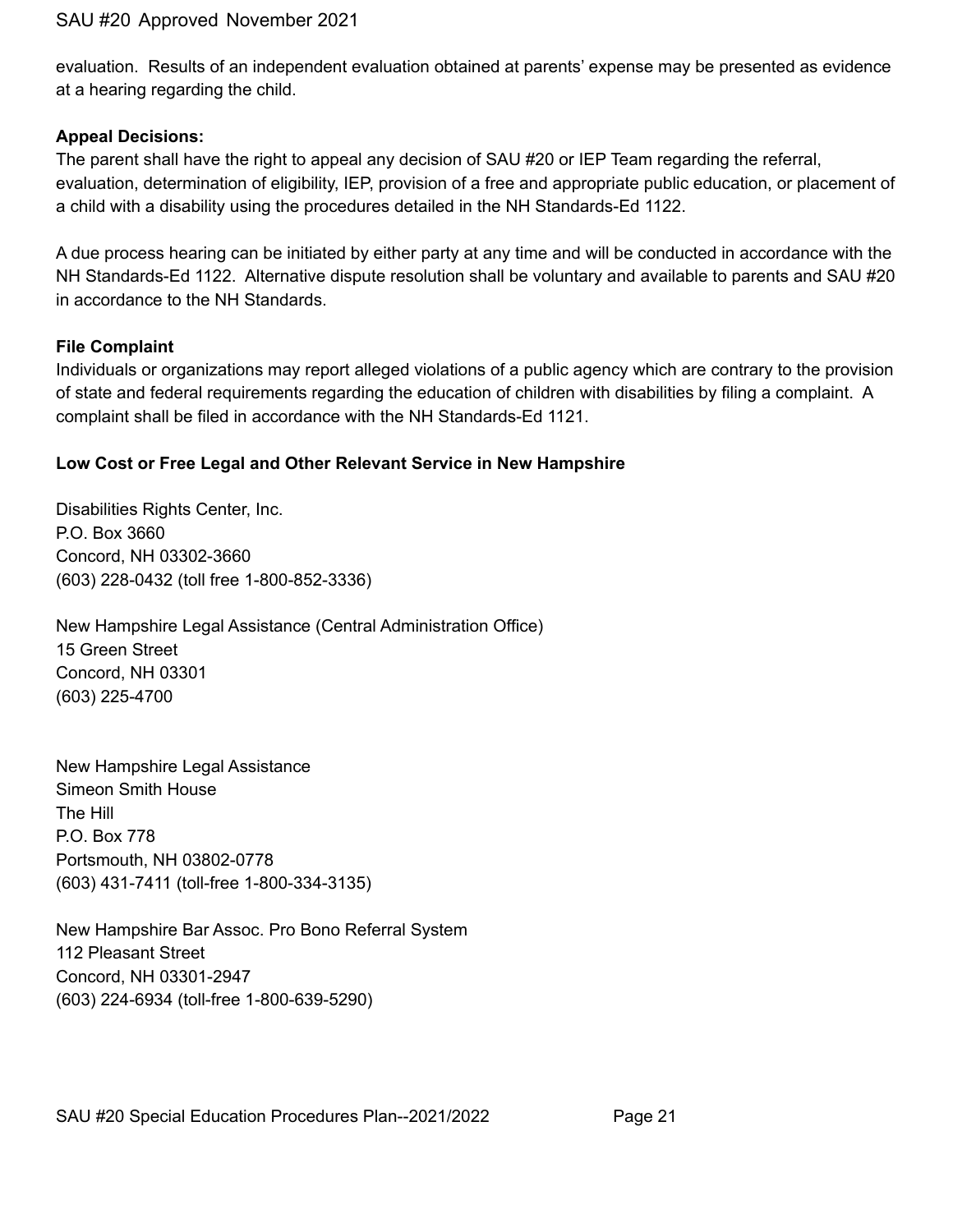evaluation. Results of an independent evaluation obtained at parents' expense may be presented as evidence at a hearing regarding the child.

**Appeal Decisions:**

The parent shall have the right to appeal any decision of SAU #20 or IEP Team regarding the referral, evaluation, determination of eligibility, IEP, provision of a free and appropriate public education, or placement of a child with a disability using the procedures detailed in the NH Standards-Ed 1122.

A due process hearing can be initiated by either party at any time and will be conducted in accordance with the NH Standards-Ed 1122. Alternative dispute resolution shall be voluntary and available to parents and SAU #20 in accordance to the NH Standards.

**File Complaint**

Individuals or organizations may report alleged violations of a public agency which are contrary to the provision of state and federal requirements regarding the education of children with disabilities by filing a complaint. A complaint shall be filed in accordance with the NH Standards-Ed 1121.

**Low Cost or Free Legal and Other Relevant Service in New Hampshire**

Disabilities Rights Center, Inc.
P.O. Box 3660
Concord, NH 03302-3660
(603) 228-0432 (toll free 1-800-852-3336)

New Hampshire Legal Assistance (Central Administration Office)
15 Green Street
Concord, NH 03301
(603) 225-4700

New Hampshire Legal Assistance
Simeon Smith House
The Hill
P.O. Box 778
Portsmouth, NH 03802-0778
(603) 431-7411 (toll-free 1-800-334-3135)

New Hampshire Bar Assoc. Pro Bono Referral System
112 Pleasant Street
Concord, NH 03301-2947
(603) 224-6934 (toll-free 1-800-639-5290)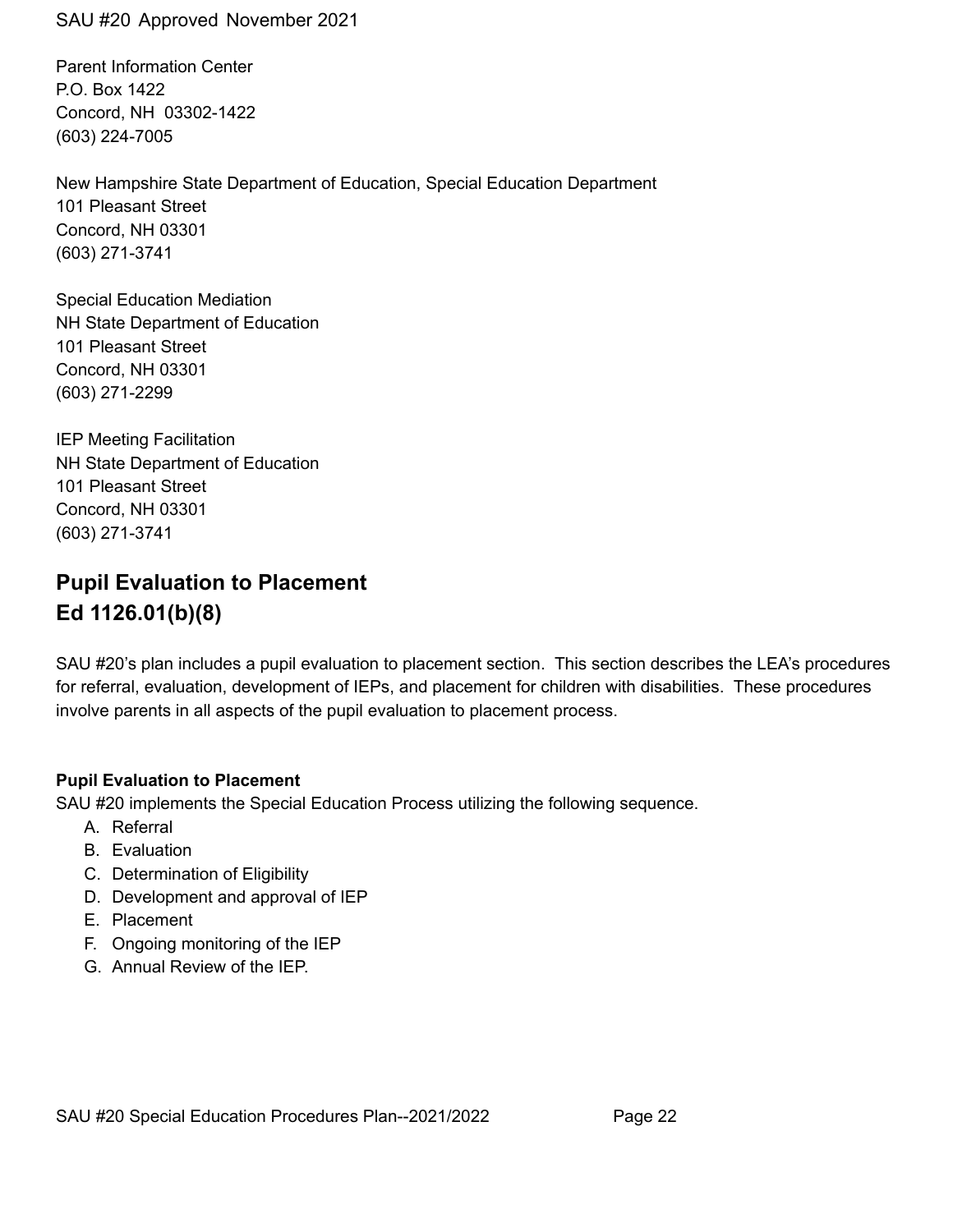Parent Information Center
P.O. Box 1422
Concord, NH 03302-1422
(603) 224-7005

New Hampshire State Department of Education, Special Education Department
101 Pleasant Street
Concord, NH 03301
(603) 271-3741

Special Education Mediation
NH State Department of Education
101 Pleasant Street
Concord, NH 03301
(603) 271-2299

IEP Meeting Facilitation
NH State Department of Education
101 Pleasant Street
Concord, NH 03301
(603) 271-3741

## Pupil Evaluation to Placement
## Ed 1126.01(b)(8)

SAU #20's plan includes a pupil evaluation to placement section. This section describes the LEA's procedures for referral, evaluation, development of IEPs, and placement for children with disabilities. These procedures involve parents in all aspects of the pupil evaluation to placement process.

**Pupil Evaluation to Placement**

SAU #20 implements the Special Education Process utilizing the following sequence.

A. Referral
B. Evaluation
C. Determination of Eligibility
D. Development and approval of IEP
E. Placement
F. Ongoing monitoring of the IEP
G. Annual Review of the IEP.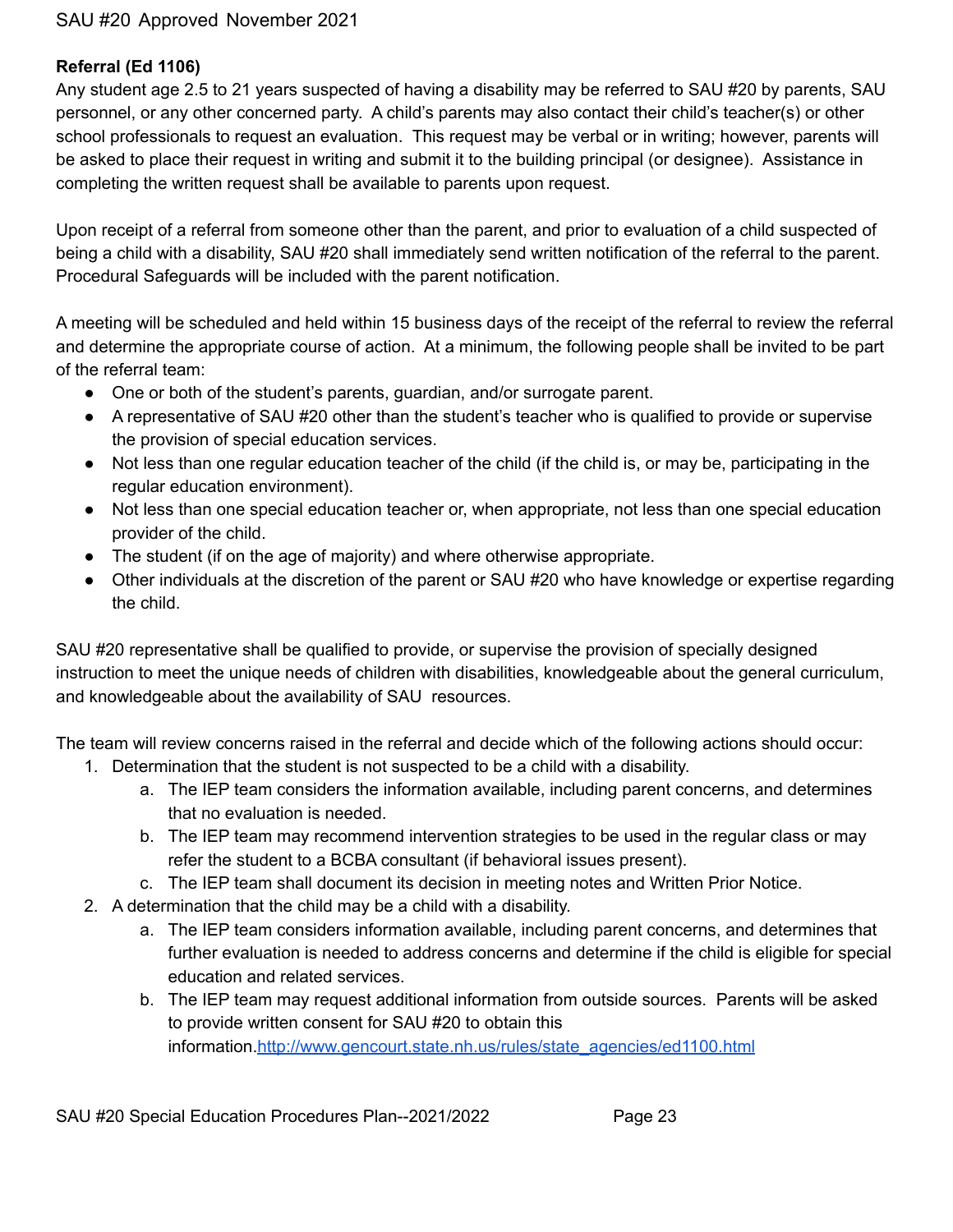**Referral (Ed 1106)**

Any student age 2.5 to 21 years suspected of having a disability may be referred to SAU #20 by parents, SAU personnel, or any other concerned party. A child's parents may also contact their child's teacher(s) or other school professionals to request an evaluation. This request may be verbal or in writing; however, parents will be asked to place their request in writing and submit it to the building principal (or designee). Assistance in completing the written request shall be available to parents upon request.

Upon receipt of a referral from someone other than the parent, and prior to evaluation of a child suspected of being a child with a disability, SAU #20 shall immediately send written notification of the referral to the parent. Procedural Safeguards will be included with the parent notification.

A meeting will be scheduled and held within 15 business days of the receipt of the referral to review the referral and determine the appropriate course of action. At a minimum, the following people shall be invited to be part of the referral team:

- One or both of the student's parents, guardian, and/or surrogate parent.
- A representative of SAU #20 other than the student's teacher who is qualified to provide or supervise the provision of special education services.
- Not less than one regular education teacher of the child (if the child is, or may be, participating in the regular education environment).
- Not less than one special education teacher or, when appropriate, not less than one special education provider of the child.
- The student (if on the age of majority) and where otherwise appropriate.
- Other individuals at the discretion of the parent or SAU #20 who have knowledge or expertise regarding the child.

SAU #20 representative shall be qualified to provide, or supervise the provision of specially designed instruction to meet the unique needs of children with disabilities, knowledgeable about the general curriculum, and knowledgeable about the availability of SAU resources.

The team will review concerns raised in the referral and decide which of the following actions should occur:

1. Determination that the student is not suspected to be a child with a disability.
   a. The IEP team considers the information available, including parent concerns, and determines that no evaluation is needed.
   b. The IEP team may recommend intervention strategies to be used in the regular class or may refer the student to a BCBA consultant (if behavioral issues present).
   c. The IEP team shall document its decision in meeting notes and Written Prior Notice.
2. A determination that the child may be a child with a disability.
   a. The IEP team considers information available, including parent concerns, and determines that further evaluation is needed to address concerns and determine if the child is eligible for special education and related services.
   b. The IEP team may request additional information from outside sources. Parents will be asked to provide written consent for SAU #20 to obtain this information.http://www.gencourt.state.nh.us/rules/state_agencies/ed1100.html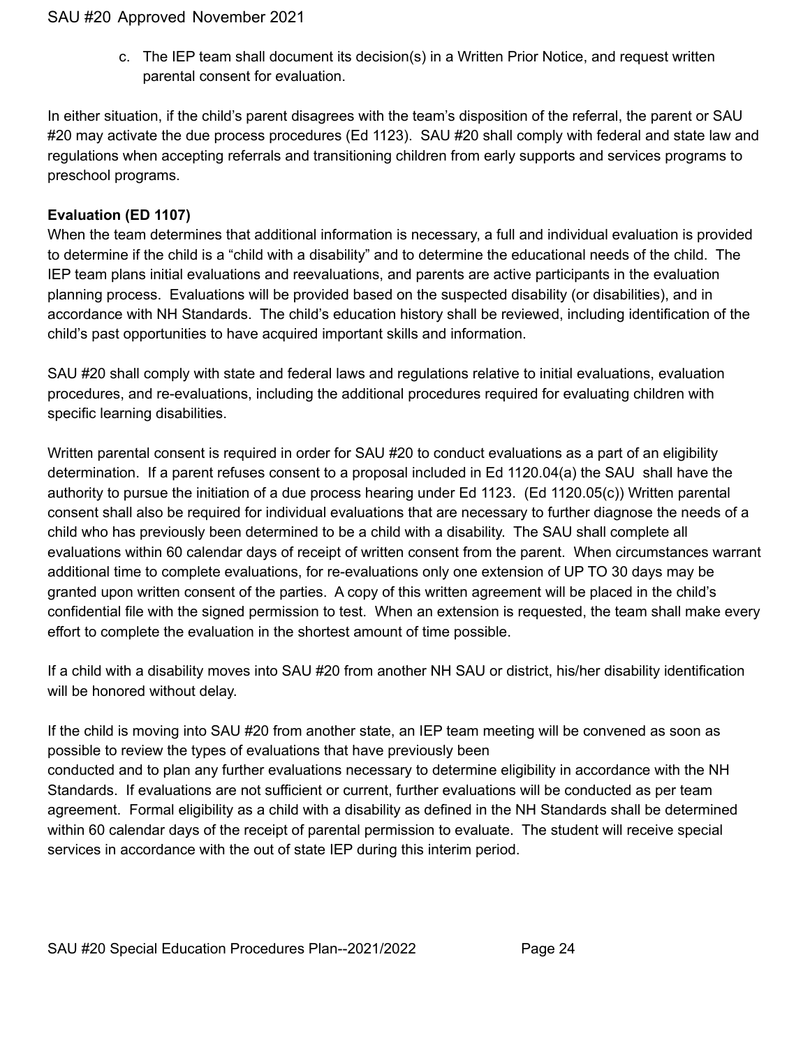c. The IEP team shall document its decision(s) in a Written Prior Notice, and request written parental consent for evaluation.

In either situation, if the child's parent disagrees with the team's disposition of the referral, the parent or SAU #20 may activate the due process procedures (Ed 1123). SAU #20 shall comply with federal and state law and regulations when accepting referrals and transitioning children from early supports and services programs to preschool programs.

**Evaluation (ED 1107)**

When the team determines that additional information is necessary, a full and individual evaluation is provided to determine if the child is a "child with a disability" and to determine the educational needs of the child. The IEP team plans initial evaluations and reevaluations, and parents are active participants in the evaluation planning process. Evaluations will be provided based on the suspected disability (or disabilities), and in accordance with NH Standards. The child's education history shall be reviewed, including identification of the child's past opportunities to have acquired important skills and information.

SAU #20 shall comply with state and federal laws and regulations relative to initial evaluations, evaluation procedures, and re-evaluations, including the additional procedures required for evaluating children with specific learning disabilities.

Written parental consent is required in order for SAU #20 to conduct evaluations as a part of an eligibility determination. If a parent refuses consent to a proposal included in Ed 1120.04(a) the SAU shall have the authority to pursue the initiation of a due process hearing under Ed 1123. (Ed 1120.05(c)) Written parental consent shall also be required for individual evaluations that are necessary to further diagnose the needs of a child who has previously been determined to be a child with a disability. The SAU shall complete all evaluations within 60 calendar days of receipt of written consent from the parent. When circumstances warrant additional time to complete evaluations, for re-evaluations only one extension of UP TO 30 days may be granted upon written consent of the parties. A copy of this written agreement will be placed in the child's confidential file with the signed permission to test. When an extension is requested, the team shall make every effort to complete the evaluation in the shortest amount of time possible.

If a child with a disability moves into SAU #20 from another NH SAU or district, his/her disability identification will be honored without delay.

If the child is moving into SAU #20 from another state, an IEP team meeting will be convened as soon as possible to review the types of evaluations that have previously been conducted and to plan any further evaluations necessary to determine eligibility in accordance with the NH Standards. If evaluations are not sufficient or current, further evaluations will be conducted as per team agreement. Formal eligibility as a child with a disability as defined in the NH Standards shall be determined within 60 calendar days of the receipt of parental permission to evaluate. The student will receive special services in accordance with the out of state IEP during this interim period.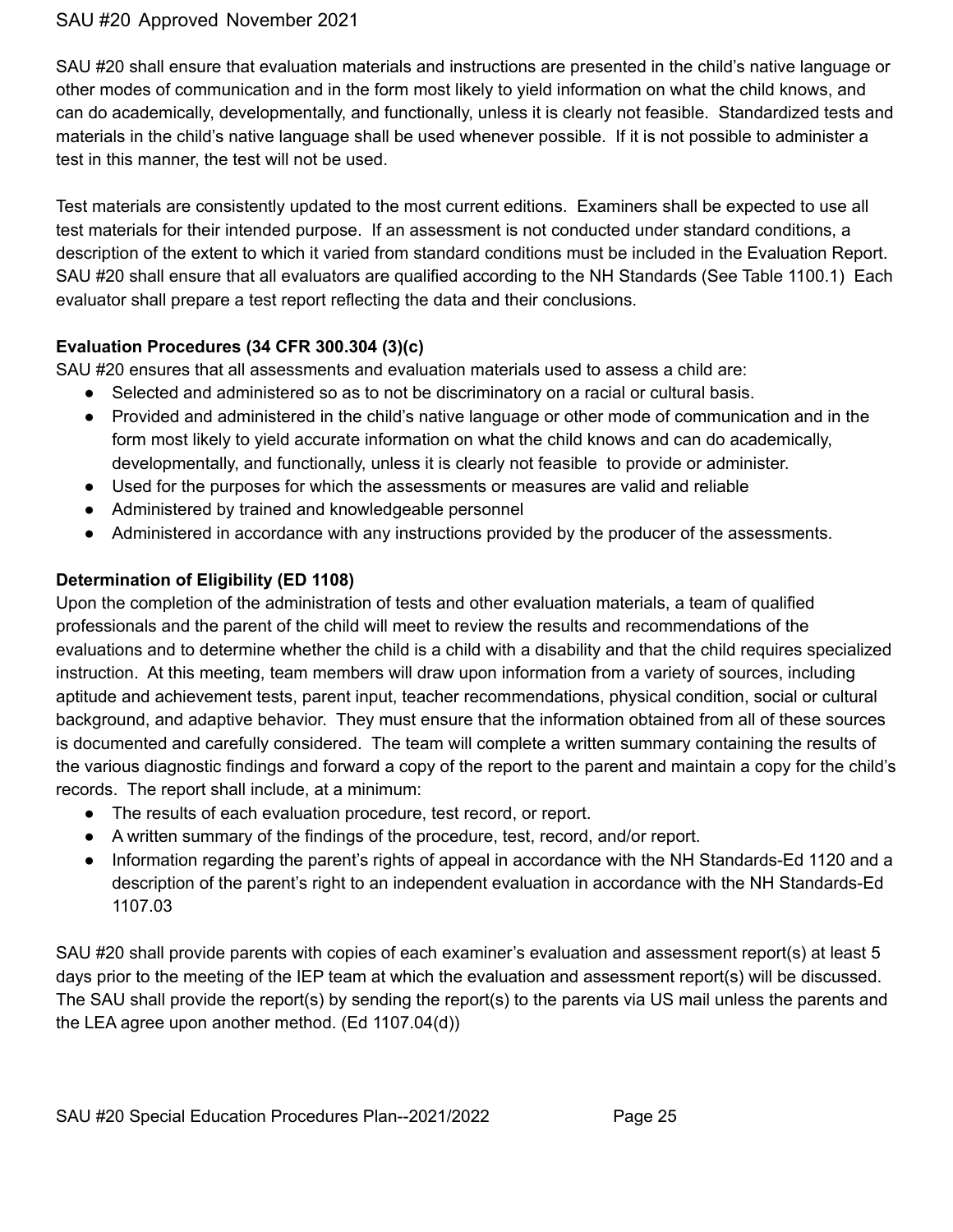SAU #20 shall ensure that evaluation materials and instructions are presented in the child's native language or other modes of communication and in the form most likely to yield information on what the child knows, and can do academically, developmentally, and functionally, unless it is clearly not feasible. Standardized tests and materials in the child's native language shall be used whenever possible. If it is not possible to administer a test in this manner, the test will not be used.

Test materials are consistently updated to the most current editions. Examiners shall be expected to use all test materials for their intended purpose. If an assessment is not conducted under standard conditions, a description of the extent to which it varied from standard conditions must be included in the Evaluation Report. SAU #20 shall ensure that all evaluators are qualified according to the NH Standards (See Table 1100.1) Each evaluator shall prepare a test report reflecting the data and their conclusions.

**Evaluation Procedures (34 CFR 300.304 (3)(c)**

SAU #20 ensures that all assessments and evaluation materials used to assess a child are:

- Selected and administered so as to not be discriminatory on a racial or cultural basis.
- Provided and administered in the child's native language or other mode of communication and in the form most likely to yield accurate information on what the child knows and can do academically, developmentally, and functionally, unless it is clearly not feasible to provide or administer.
- Used for the purposes for which the assessments or measures are valid and reliable
- Administered by trained and knowledgeable personnel
- Administered in accordance with any instructions provided by the producer of the assessments.

**Determination of Eligibility (ED 1108)**

Upon the completion of the administration of tests and other evaluation materials, a team of qualified professionals and the parent of the child will meet to review the results and recommendations of the evaluations and to determine whether the child is a child with a disability and that the child requires specialized instruction. At this meeting, team members will draw upon information from a variety of sources, including aptitude and achievement tests, parent input, teacher recommendations, physical condition, social or cultural background, and adaptive behavior. They must ensure that the information obtained from all of these sources is documented and carefully considered. The team will complete a written summary containing the results of the various diagnostic findings and forward a copy of the report to the parent and maintain a copy for the child's records. The report shall include, at a minimum:

- The results of each evaluation procedure, test record, or report.
- A written summary of the findings of the procedure, test, record, and/or report.
- Information regarding the parent's rights of appeal in accordance with the NH Standards-Ed 1120 and a description of the parent's right to an independent evaluation in accordance with the NH Standards-Ed 1107.03

SAU #20 shall provide parents with copies of each examiner's evaluation and assessment report(s) at least 5 days prior to the meeting of the IEP team at which the evaluation and assessment report(s) will be discussed. The SAU shall provide the report(s) by sending the report(s) to the parents via US mail unless the parents and the LEA agree upon another method. (Ed 1107.04(d))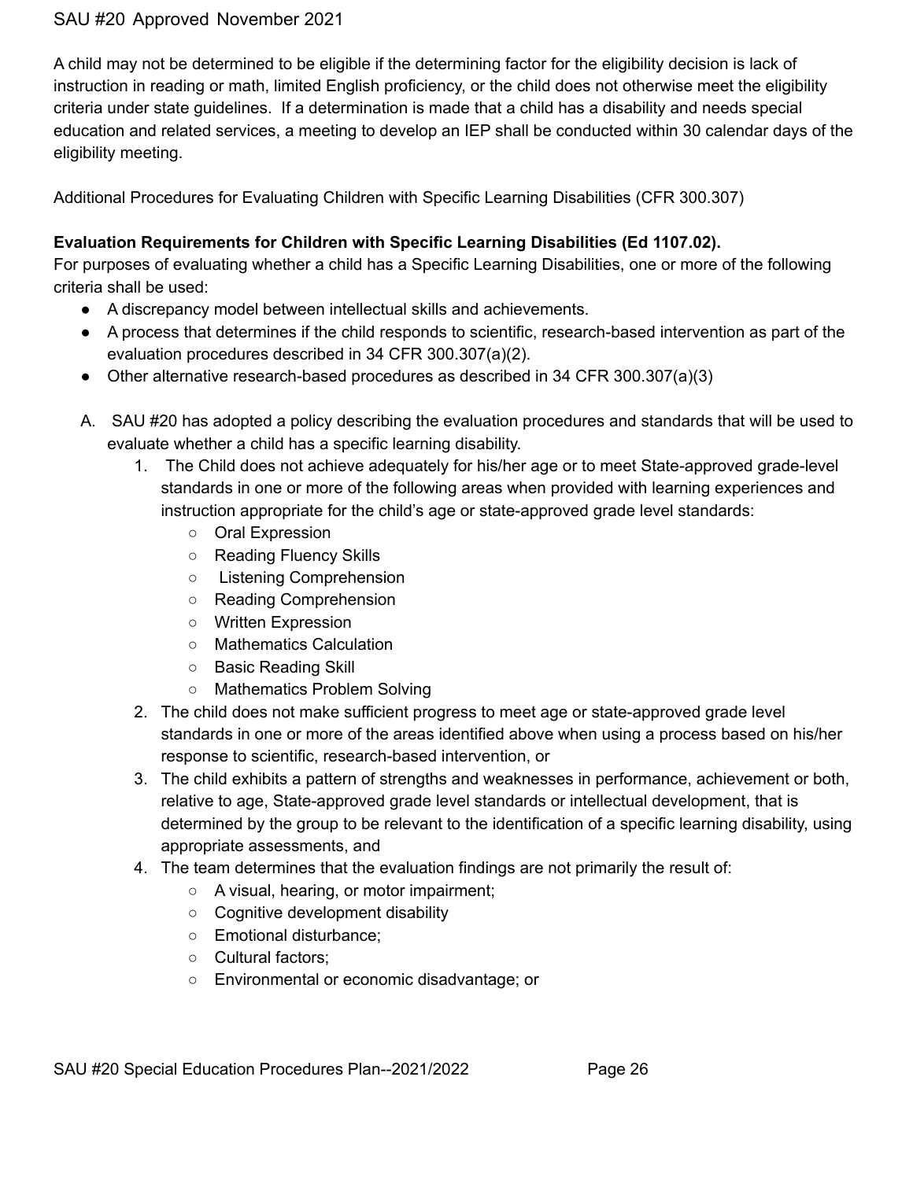A child may not be determined to be eligible if the determining factor for the eligibility decision is lack of instruction in reading or math, limited English proficiency, or the child does not otherwise meet the eligibility criteria under state guidelines. If a determination is made that a child has a disability and needs special education and related services, a meeting to develop an IEP shall be conducted within 30 calendar days of the eligibility meeting.

Additional Procedures for Evaluating Children with Specific Learning Disabilities (CFR 300.307)

**Evaluation Requirements for Children with Specific Learning Disabilities (Ed 1107.02).**

For purposes of evaluating whether a child has a Specific Learning Disabilities, one or more of the following criteria shall be used:

- A discrepancy model between intellectual skills and achievements.
- A process that determines if the child responds to scientific, research-based intervention as part of the evaluation procedures described in 34 CFR 300.307(a)(2).
- Other alternative research-based procedures as described in 34 CFR 300.307(a)(3)

A. SAU #20 has adopted a policy describing the evaluation procedures and standards that will be used to evaluate whether a child has a specific learning disability.

1. The Child does not achieve adequately for his/her age or to meet State-approved grade-level standards in one or more of the following areas when provided with learning experiences and instruction appropriate for the child's age or state-approved grade level standards:
   - Oral Expression
   - Reading Fluency Skills
   - Listening Comprehension
   - Reading Comprehension
   - Written Expression
   - Mathematics Calculation
   - Basic Reading Skill
   - Mathematics Problem Solving
2. The child does not make sufficient progress to meet age or state-approved grade level standards in one or more of the areas identified above when using a process based on his/her response to scientific, research-based intervention, or
3. The child exhibits a pattern of strengths and weaknesses in performance, achievement or both, relative to age, State-approved grade level standards or intellectual development, that is determined by the group to be relevant to the identification of a specific learning disability, using appropriate assessments, and
4. The team determines that the evaluation findings are not primarily the result of:
   - A visual, hearing, or motor impairment;
   - Cognitive development disability
   - Emotional disturbance;
   - Cultural factors;
   - Environmental or economic disadvantage; or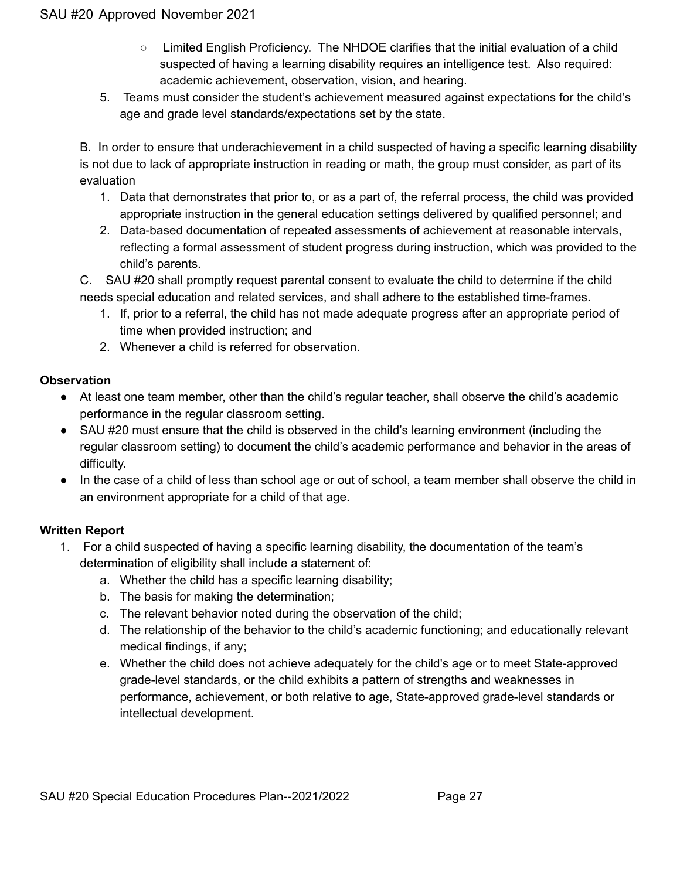- Limited English Proficiency. The NHDOE clarifies that the initial evaluation of a child suspected of having a learning disability requires an intelligence test. Also required: academic achievement, observation, vision, and hearing.

5. Teams must consider the student's achievement measured against expectations for the child's age and grade level standards/expectations set by the state.

B. In order to ensure that underachievement in a child suspected of having a specific learning disability is not due to lack of appropriate instruction in reading or math, the group must consider, as part of its evaluation

1. Data that demonstrates that prior to, or as a part of, the referral process, the child was provided appropriate instruction in the general education settings delivered by qualified personnel; and
2. Data-based documentation of repeated assessments of achievement at reasonable intervals, reflecting a formal assessment of student progress during instruction, which was provided to the child's parents.

C. SAU #20 shall promptly request parental consent to evaluate the child to determine if the child needs special education and related services, and shall adhere to the established time-frames.

1. If, prior to a referral, the child has not made adequate progress after an appropriate period of time when provided instruction; and
2. Whenever a child is referred for observation.

**Observation**

- At least one team member, other than the child's regular teacher, shall observe the child's academic performance in the regular classroom setting.
- SAU #20 must ensure that the child is observed in the child's learning environment (including the regular classroom setting) to document the child's academic performance and behavior in the areas of difficulty.
- In the case of a child of less than school age or out of school, a team member shall observe the child in an environment appropriate for a child of that age.

**Written Report**

1. For a child suspected of having a specific learning disability, the documentation of the team's determination of eligibility shall include a statement of:
   a. Whether the child has a specific learning disability;
   b. The basis for making the determination;
   c. The relevant behavior noted during the observation of the child;
   d. The relationship of the behavior to the child's academic functioning; and educationally relevant medical findings, if any;
   e. Whether the child does not achieve adequately for the child's age or to meet State-approved grade-level standards, or the child exhibits a pattern of strengths and weaknesses in performance, achievement, or both relative to age, State-approved grade-level standards or intellectual development.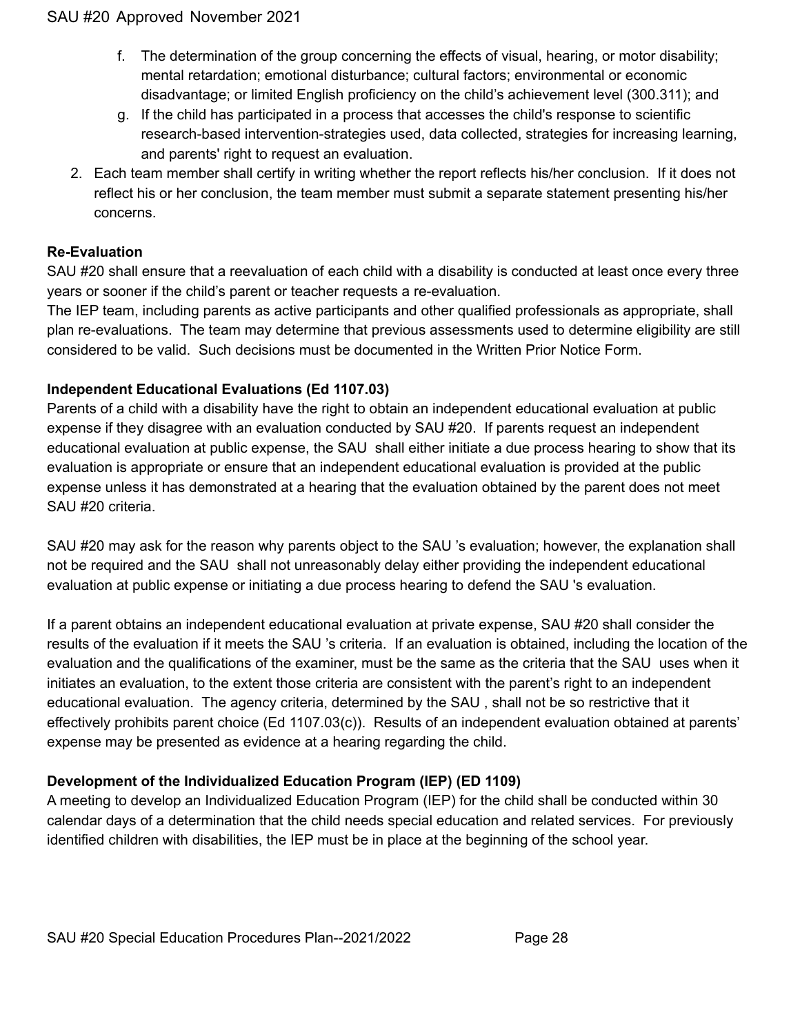f. The determination of the group concerning the effects of visual, hearing, or motor disability; mental retardation; emotional disturbance; cultural factors; environmental or economic disadvantage; or limited English proficiency on the child's achievement level (300.311); and
g. If the child has participated in a process that accesses the child's response to scientific research-based intervention-strategies used, data collected, strategies for increasing learning, and parents' right to request an evaluation.

2. Each team member shall certify in writing whether the report reflects his/her conclusion. If it does not reflect his or her conclusion, the team member must submit a separate statement presenting his/her concerns.

**Re-Evaluation**

SAU #20 shall ensure that a reevaluation of each child with a disability is conducted at least once every three years or sooner if the child's parent or teacher requests a re-evaluation.

The IEP team, including parents as active participants and other qualified professionals as appropriate, shall plan re-evaluations. The team may determine that previous assessments used to determine eligibility are still considered to be valid. Such decisions must be documented in the Written Prior Notice Form.

**Independent Educational Evaluations (Ed 1107.03)**

Parents of a child with a disability have the right to obtain an independent educational evaluation at public expense if they disagree with an evaluation conducted by SAU #20. If parents request an independent educational evaluation at public expense, the SAU shall either initiate a due process hearing to show that its evaluation is appropriate or ensure that an independent educational evaluation is provided at the public expense unless it has demonstrated at a hearing that the evaluation obtained by the parent does not meet SAU #20 criteria.

SAU #20 may ask for the reason why parents object to the SAU 's evaluation; however, the explanation shall not be required and the SAU shall not unreasonably delay either providing the independent educational evaluation at public expense or initiating a due process hearing to defend the SAU 's evaluation.

If a parent obtains an independent educational evaluation at private expense, SAU #20 shall consider the results of the evaluation if it meets the SAU 's criteria. If an evaluation is obtained, including the location of the evaluation and the qualifications of the examiner, must be the same as the criteria that the SAU uses when it initiates an evaluation, to the extent those criteria are consistent with the parent's right to an independent educational evaluation. The agency criteria, determined by the SAU , shall not be so restrictive that it effectively prohibits parent choice (Ed 1107.03(c)). Results of an independent evaluation obtained at parents' expense may be presented as evidence at a hearing regarding the child.

**Development of the Individualized Education Program (IEP) (ED 1109)**

A meeting to develop an Individualized Education Program (IEP) for the child shall be conducted within 30 calendar days of a determination that the child needs special education and related services. For previously identified children with disabilities, the IEP must be in place at the beginning of the school year.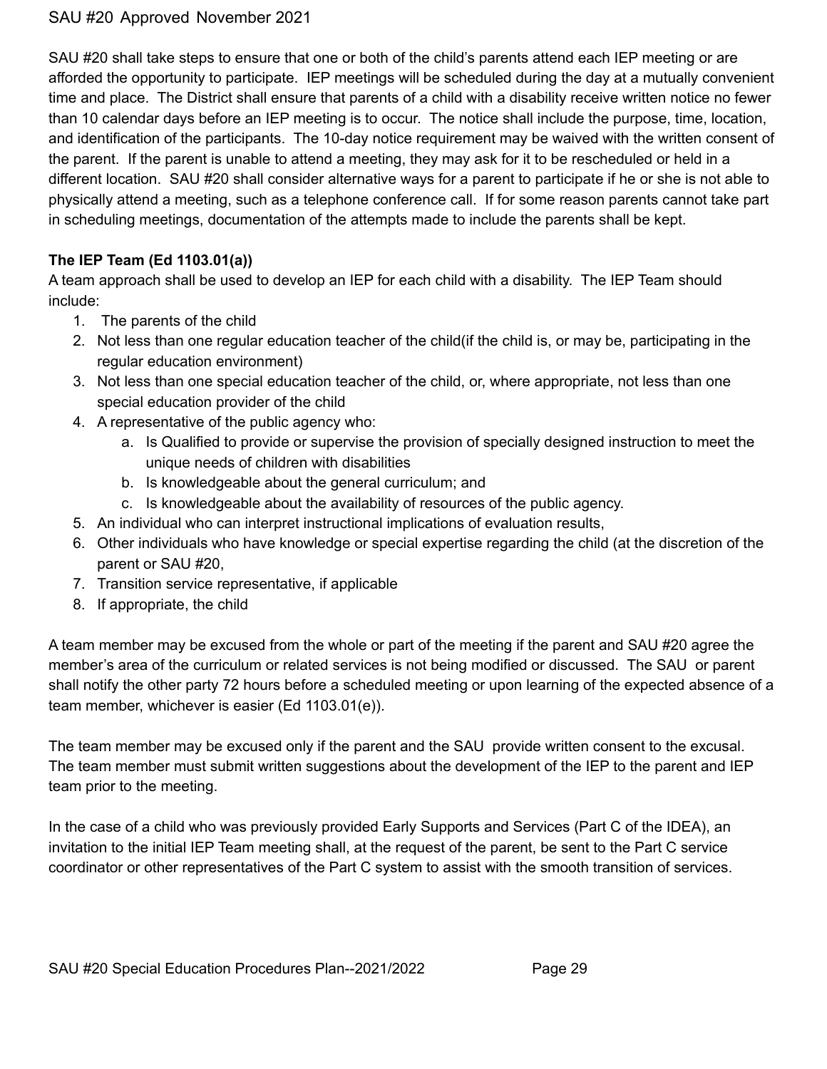SAU #20 shall take steps to ensure that one or both of the child's parents attend each IEP meeting or are afforded the opportunity to participate. IEP meetings will be scheduled during the day at a mutually convenient time and place. The District shall ensure that parents of a child with a disability receive written notice no fewer than 10 calendar days before an IEP meeting is to occur. The notice shall include the purpose, time, location, and identification of the participants. The 10-day notice requirement may be waived with the written consent of the parent. If the parent is unable to attend a meeting, they may ask for it to be rescheduled or held in a different location. SAU #20 shall consider alternative ways for a parent to participate if he or she is not able to physically attend a meeting, such as a telephone conference call. If for some reason parents cannot take part in scheduling meetings, documentation of the attempts made to include the parents shall be kept.

**The IEP Team (Ed 1103.01(a))**

A team approach shall be used to develop an IEP for each child with a disability. The IEP Team should include:

1. The parents of the child
2. Not less than one regular education teacher of the child(if the child is, or may be, participating in the regular education environment)
3. Not less than one special education teacher of the child, or, where appropriate, not less than one special education provider of the child
4. A representative of the public agency who:
   a. Is Qualified to provide or supervise the provision of specially designed instruction to meet the unique needs of children with disabilities
   b. Is knowledgeable about the general curriculum; and
   c. Is knowledgeable about the availability of resources of the public agency.
5. An individual who can interpret instructional implications of evaluation results,
6. Other individuals who have knowledge or special expertise regarding the child (at the discretion of the parent or SAU #20,
7. Transition service representative, if applicable
8. If appropriate, the child

A team member may be excused from the whole or part of the meeting if the parent and SAU #20 agree the member's area of the curriculum or related services is not being modified or discussed. The SAU or parent shall notify the other party 72 hours before a scheduled meeting or upon learning of the expected absence of a team member, whichever is easier (Ed 1103.01(e)).

The team member may be excused only if the parent and the SAU provide written consent to the excusal. The team member must submit written suggestions about the development of the IEP to the parent and IEP team prior to the meeting.

In the case of a child who was previously provided Early Supports and Services (Part C of the IDEA), an invitation to the initial IEP Team meeting shall, at the request of the parent, be sent to the Part C service coordinator or other representatives of the Part C system to assist with the smooth transition of services.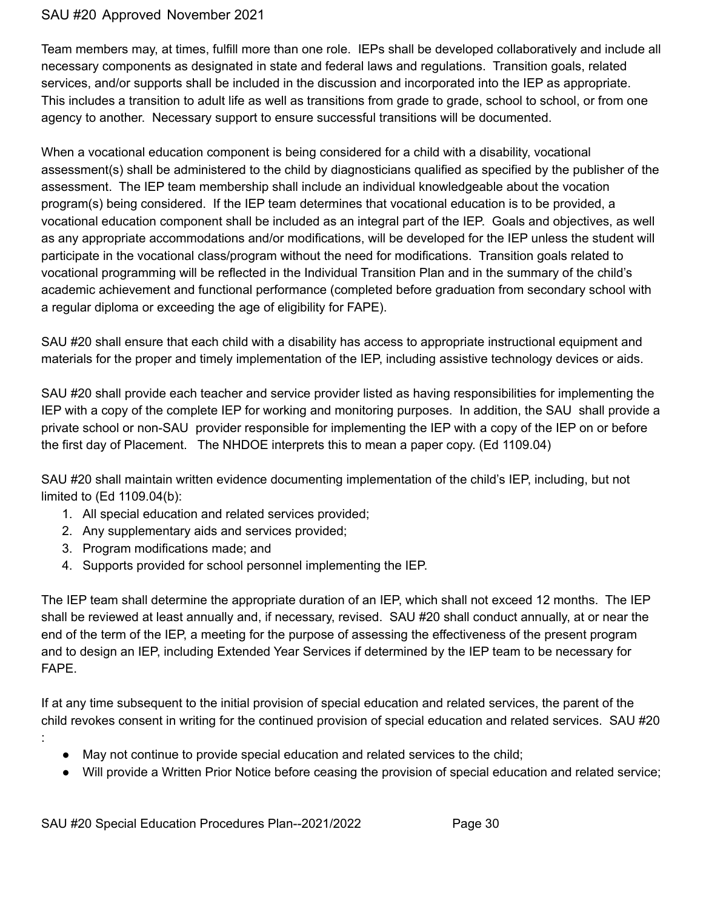Team members may, at times, fulfill more than one role. IEPs shall be developed collaboratively and include all necessary components as designated in state and federal laws and regulations. Transition goals, related services, and/or supports shall be included in the discussion and incorporated into the IEP as appropriate. This includes a transition to adult life as well as transitions from grade to grade, school to school, or from one agency to another. Necessary support to ensure successful transitions will be documented.

When a vocational education component is being considered for a child with a disability, vocational assessment(s) shall be administered to the child by diagnosticians qualified as specified by the publisher of the assessment. The IEP team membership shall include an individual knowledgeable about the vocation program(s) being considered. If the IEP team determines that vocational education is to be provided, a vocational education component shall be included as an integral part of the IEP. Goals and objectives, as well as any appropriate accommodations and/or modifications, will be developed for the IEP unless the student will participate in the vocational class/program without the need for modifications. Transition goals related to vocational programming will be reflected in the Individual Transition Plan and in the summary of the child's academic achievement and functional performance (completed before graduation from secondary school with a regular diploma or exceeding the age of eligibility for FAPE).

SAU #20 shall ensure that each child with a disability has access to appropriate instructional equipment and materials for the proper and timely implementation of the IEP, including assistive technology devices or aids.

SAU #20 shall provide each teacher and service provider listed as having responsibilities for implementing the IEP with a copy of the complete IEP for working and monitoring purposes. In addition, the SAU shall provide a private school or non-SAU provider responsible for implementing the IEP with a copy of the IEP on or before the first day of Placement. The NHDOE interprets this to mean a paper copy. (Ed 1109.04)

SAU #20 shall maintain written evidence documenting implementation of the child's IEP, including, but not limited to (Ed 1109.04(b):

1. All special education and related services provided;
2. Any supplementary aids and services provided;
3. Program modifications made; and
4. Supports provided for school personnel implementing the IEP.

The IEP team shall determine the appropriate duration of an IEP, which shall not exceed 12 months. The IEP shall be reviewed at least annually and, if necessary, revised. SAU #20 shall conduct annually, at or near the end of the term of the IEP, a meeting for the purpose of assessing the effectiveness of the present program and to design an IEP, including Extended Year Services if determined by the IEP team to be necessary for FAPE.

If at any time subsequent to the initial provision of special education and related services, the parent of the child revokes consent in writing for the continued provision of special education and related services. SAU #20 :

- May not continue to provide special education and related services to the child;
- Will provide a Written Prior Notice before ceasing the provision of special education and related service;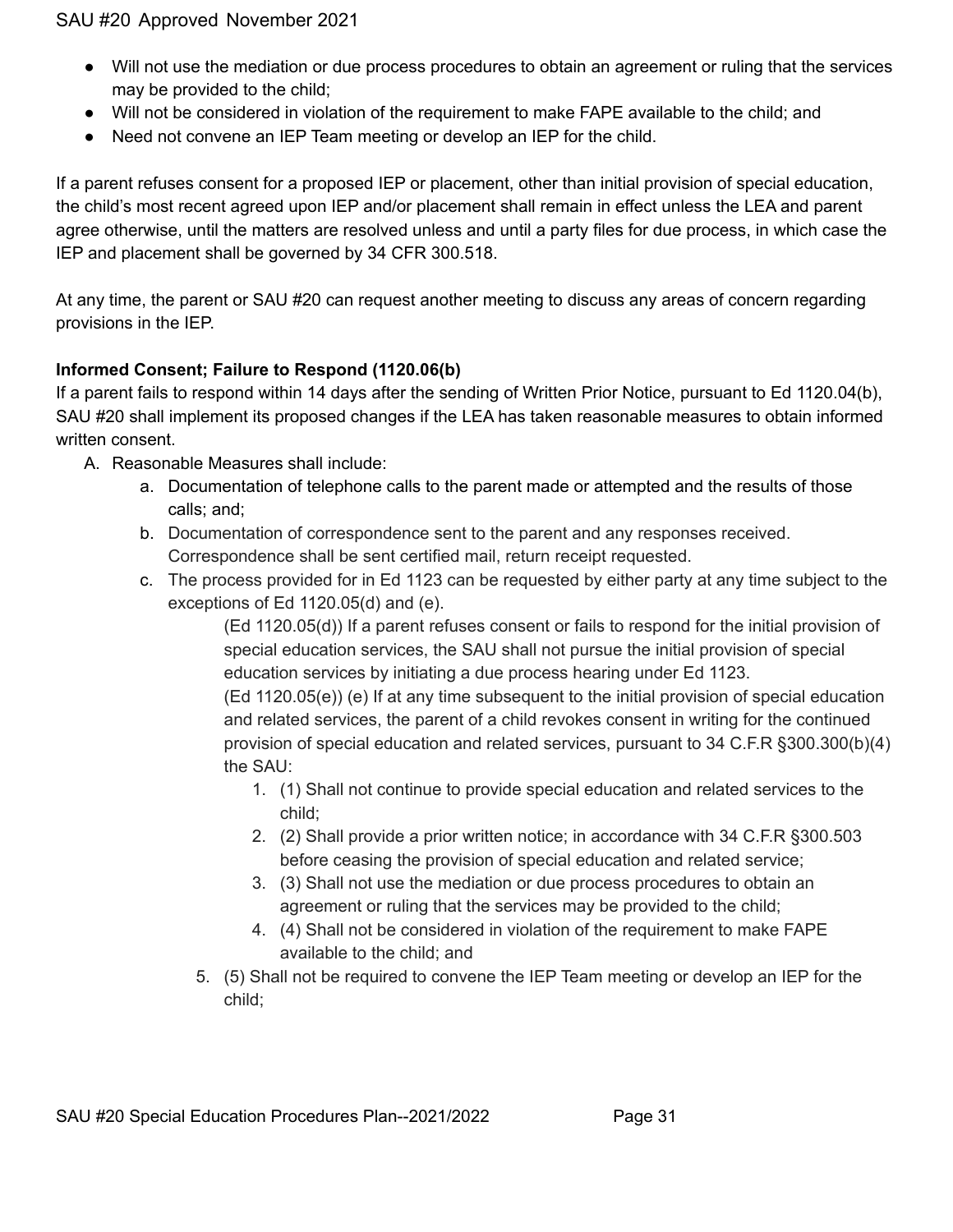- Will not use the mediation or due process procedures to obtain an agreement or ruling that the services may be provided to the child;
- Will not be considered in violation of the requirement to make FAPE available to the child; and
- Need not convene an IEP Team meeting or develop an IEP for the child.

If a parent refuses consent for a proposed IEP or placement, other than initial provision of special education, the child's most recent agreed upon IEP and/or placement shall remain in effect unless the LEA and parent agree otherwise, until the matters are resolved unless and until a party files for due process, in which case the IEP and placement shall be governed by 34 CFR 300.518.

At any time, the parent or SAU #20 can request another meeting to discuss any areas of concern regarding provisions in the IEP.

**Informed Consent; Failure to Respond (1120.06(b)**

If a parent fails to respond within 14 days after the sending of Written Prior Notice, pursuant to Ed 1120.04(b), SAU #20 shall implement its proposed changes if the LEA has taken reasonable measures to obtain informed written consent.

A. Reasonable Measures shall include:
   a. Documentation of telephone calls to the parent made or attempted and the results of those calls; and;
   b. Documentation of correspondence sent to the parent and any responses received. Correspondence shall be sent certified mail, return receipt requested.
   c. The process provided for in Ed 1123 can be requested by either party at any time subject to the exceptions of Ed 1120.05(d) and (e).

      (Ed 1120.05(d)) If a parent refuses consent or fails to respond for the initial provision of special education services, the SAU shall not pursue the initial provision of special education services by initiating a due process hearing under Ed 1123.

      (Ed 1120.05(e)) (e) If at any time subsequent to the initial provision of special education and related services, the parent of a child revokes consent in writing for the continued provision of special education and related services, pursuant to 34 C.F.R §300.300(b)(4) the SAU:

      1. (1) Shall not continue to provide special education and related services to the child;
      2. (2) Shall provide a prior written notice; in accordance with 34 C.F.R §300.503 before ceasing the provision of special education and related service;
      3. (3) Shall not use the mediation or due process procedures to obtain an agreement or ruling that the services may be provided to the child;
      4. (4) Shall not be considered in violation of the requirement to make FAPE available to the child; and
      5. (5) Shall not be required to convene the IEP Team meeting or develop an IEP for the child;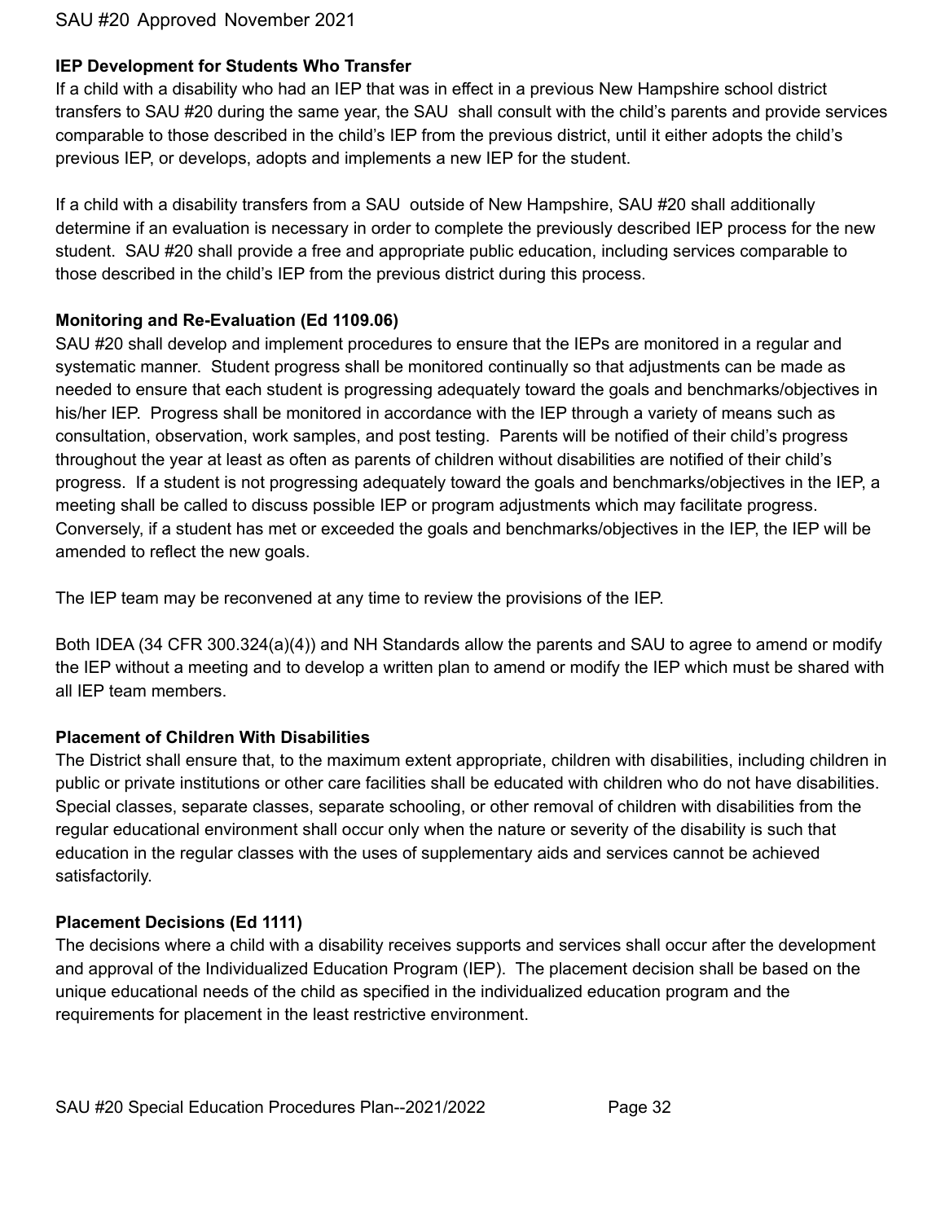**IEP Development for Students Who Transfer**

If a child with a disability who had an IEP that was in effect in a previous New Hampshire school district transfers to SAU #20 during the same year, the SAU shall consult with the child's parents and provide services comparable to those described in the child's IEP from the previous district, until it either adopts the child's previous IEP, or develops, adopts and implements a new IEP for the student.

If a child with a disability transfers from a SAU outside of New Hampshire, SAU #20 shall additionally determine if an evaluation is necessary in order to complete the previously described IEP process for the new student. SAU #20 shall provide a free and appropriate public education, including services comparable to those described in the child's IEP from the previous district during this process.

**Monitoring and Re-Evaluation (Ed 1109.06)**

SAU #20 shall develop and implement procedures to ensure that the IEPs are monitored in a regular and systematic manner. Student progress shall be monitored continually so that adjustments can be made as needed to ensure that each student is progressing adequately toward the goals and benchmarks/objectives in his/her IEP. Progress shall be monitored in accordance with the IEP through a variety of means such as consultation, observation, work samples, and post testing. Parents will be notified of their child's progress throughout the year at least as often as parents of children without disabilities are notified of their child's progress. If a student is not progressing adequately toward the goals and benchmarks/objectives in the IEP, a meeting shall be called to discuss possible IEP or program adjustments which may facilitate progress. Conversely, if a student has met or exceeded the goals and benchmarks/objectives in the IEP, the IEP will be amended to reflect the new goals.

The IEP team may be reconvened at any time to review the provisions of the IEP.

Both IDEA (34 CFR 300.324(a)(4)) and NH Standards allow the parents and SAU to agree to amend or modify the IEP without a meeting and to develop a written plan to amend or modify the IEP which must be shared with all IEP team members.

**Placement of Children With Disabilities**

The District shall ensure that, to the maximum extent appropriate, children with disabilities, including children in public or private institutions or other care facilities shall be educated with children who do not have disabilities. Special classes, separate classes, separate schooling, or other removal of children with disabilities from the regular educational environment shall occur only when the nature or severity of the disability is such that education in the regular classes with the uses of supplementary aids and services cannot be achieved satisfactorily.

**Placement Decisions (Ed 1111)**

The decisions where a child with a disability receives supports and services shall occur after the development and approval of the Individualized Education Program (IEP). The placement decision shall be based on the unique educational needs of the child as specified in the individualized education program and the requirements for placement in the least restrictive environment.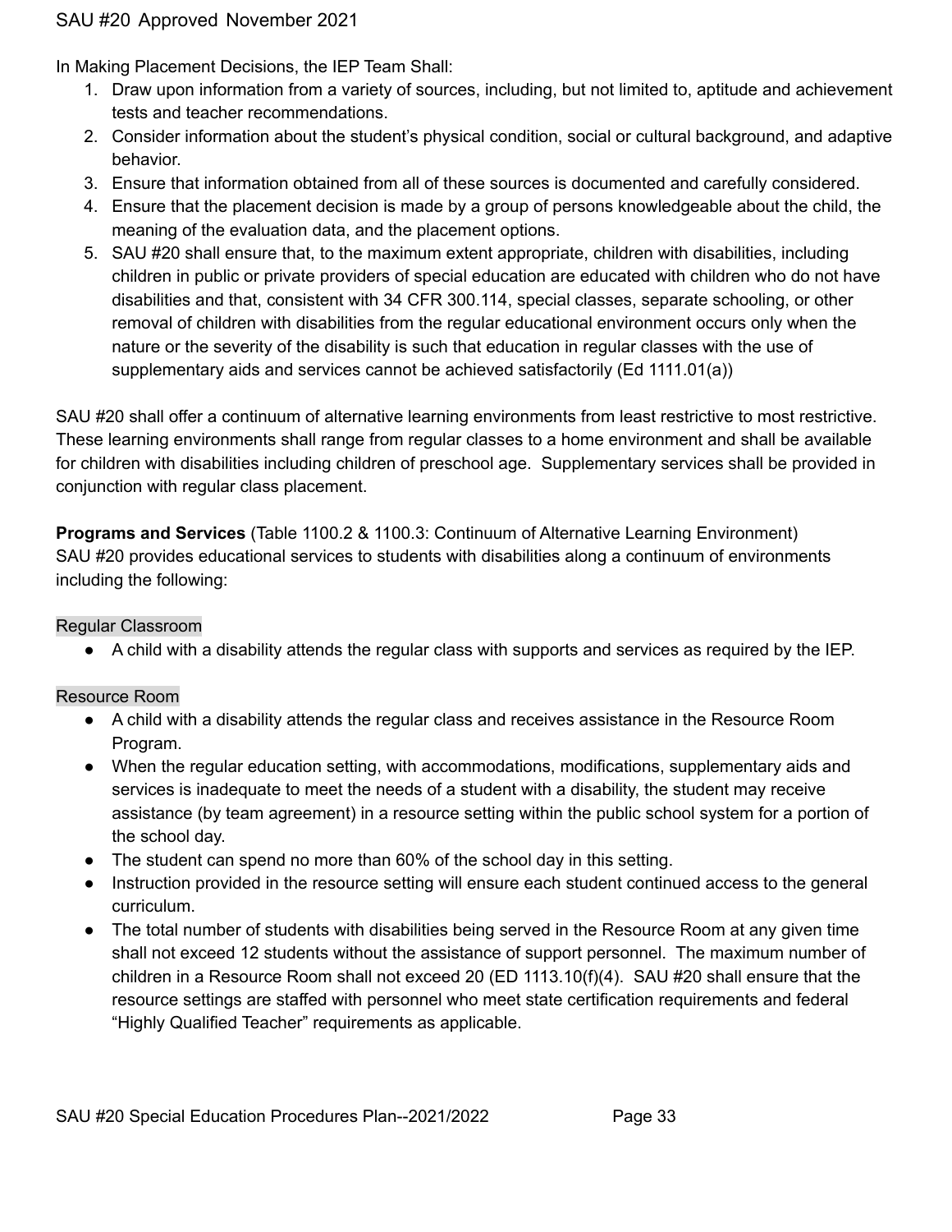In Making Placement Decisions, the IEP Team Shall:

1. Draw upon information from a variety of sources, including, but not limited to, aptitude and achievement tests and teacher recommendations.
2. Consider information about the student's physical condition, social or cultural background, and adaptive behavior.
3. Ensure that information obtained from all of these sources is documented and carefully considered.
4. Ensure that the placement decision is made by a group of persons knowledgeable about the child, the meaning of the evaluation data, and the placement options.
5. SAU #20 shall ensure that, to the maximum extent appropriate, children with disabilities, including children in public or private providers of special education are educated with children who do not have disabilities and that, consistent with 34 CFR 300.114, special classes, separate schooling, or other removal of children with disabilities from the regular educational environment occurs only when the nature or the severity of the disability is such that education in regular classes with the use of supplementary aids and services cannot be achieved satisfactorily (Ed 1111.01(a))

SAU #20 shall offer a continuum of alternative learning environments from least restrictive to most restrictive. These learning environments shall range from regular classes to a home environment and shall be available for children with disabilities including children of preschool age. Supplementary services shall be provided in conjunction with regular class placement.

**Programs and Services** (Table 1100.2 & 1100.3: Continuum of Alternative Learning Environment)
SAU #20 provides educational services to students with disabilities along a continuum of environments including the following:

Regular Classroom

- A child with a disability attends the regular class with supports and services as required by the IEP.

Resource Room

- A child with a disability attends the regular class and receives assistance in the Resource Room Program.
- When the regular education setting, with accommodations, modifications, supplementary aids and services is inadequate to meet the needs of a student with a disability, the student may receive assistance (by team agreement) in a resource setting within the public school system for a portion of the school day.
- The student can spend no more than 60% of the school day in this setting.
- Instruction provided in the resource setting will ensure each student continued access to the general curriculum.
- The total number of students with disabilities being served in the Resource Room at any given time shall not exceed 12 students without the assistance of support personnel. The maximum number of children in a Resource Room shall not exceed 20 (ED 1113.10(f)(4). SAU #20 shall ensure that the resource settings are staffed with personnel who meet state certification requirements and federal "Highly Qualified Teacher" requirements as applicable.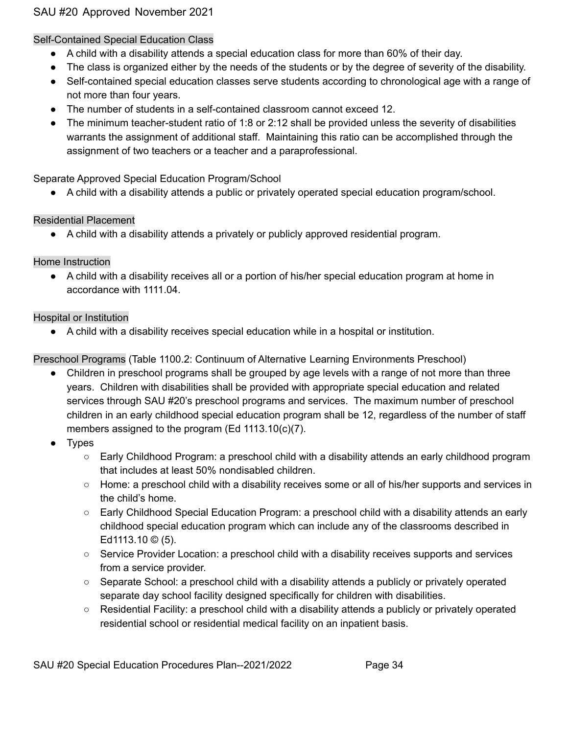### Self-Contained Special Education Class

- A child with a disability attends a special education class for more than 60% of their day.
- The class is organized either by the needs of the students or by the degree of severity of the disability.
- Self-contained special education classes serve students according to chronological age with a range of not more than four years.
- The number of students in a self-contained classroom cannot exceed 12.
- The minimum teacher-student ratio of 1:8 or 2:12 shall be provided unless the severity of disabilities warrants the assignment of additional staff. Maintaining this ratio can be accomplished through the assignment of two teachers or a teacher and a paraprofessional.

### Separate Approved Special Education Program/School

- A child with a disability attends a public or privately operated special education program/school.

### Residential Placement

- A child with a disability attends a privately or publicly approved residential program.

### Home Instruction

- A child with a disability receives all or a portion of his/her special education program at home in accordance with 1111.04.

### Hospital or Institution

- A child with a disability receives special education while in a hospital or institution.

### Preschool Programs (Table 1100.2: Continuum of Alternative Learning Environments Preschool)

- Children in preschool programs shall be grouped by age levels with a range of not more than three years. Children with disabilities shall be provided with appropriate special education and related services through SAU #20's preschool programs and services. The maximum number of preschool children in an early childhood special education program shall be 12, regardless of the number of staff members assigned to the program (Ed 1113.10(c)(7).
- Types
  - Early Childhood Program: a preschool child with a disability attends an early childhood program that includes at least 50% nondisabled children.
  - Home: a preschool child with a disability receives some or all of his/her supports and services in the child's home.
  - Early Childhood Special Education Program: a preschool child with a disability attends an early childhood special education program which can include any of the classrooms described in Ed1113.10 © (5).
  - Service Provider Location: a preschool child with a disability receives supports and services from a service provider.
  - Separate School: a preschool child with a disability attends a publicly or privately operated separate day school facility designed specifically for children with disabilities.
  - Residential Facility: a preschool child with a disability attends a publicly or privately operated residential school or residential medical facility on an inpatient basis.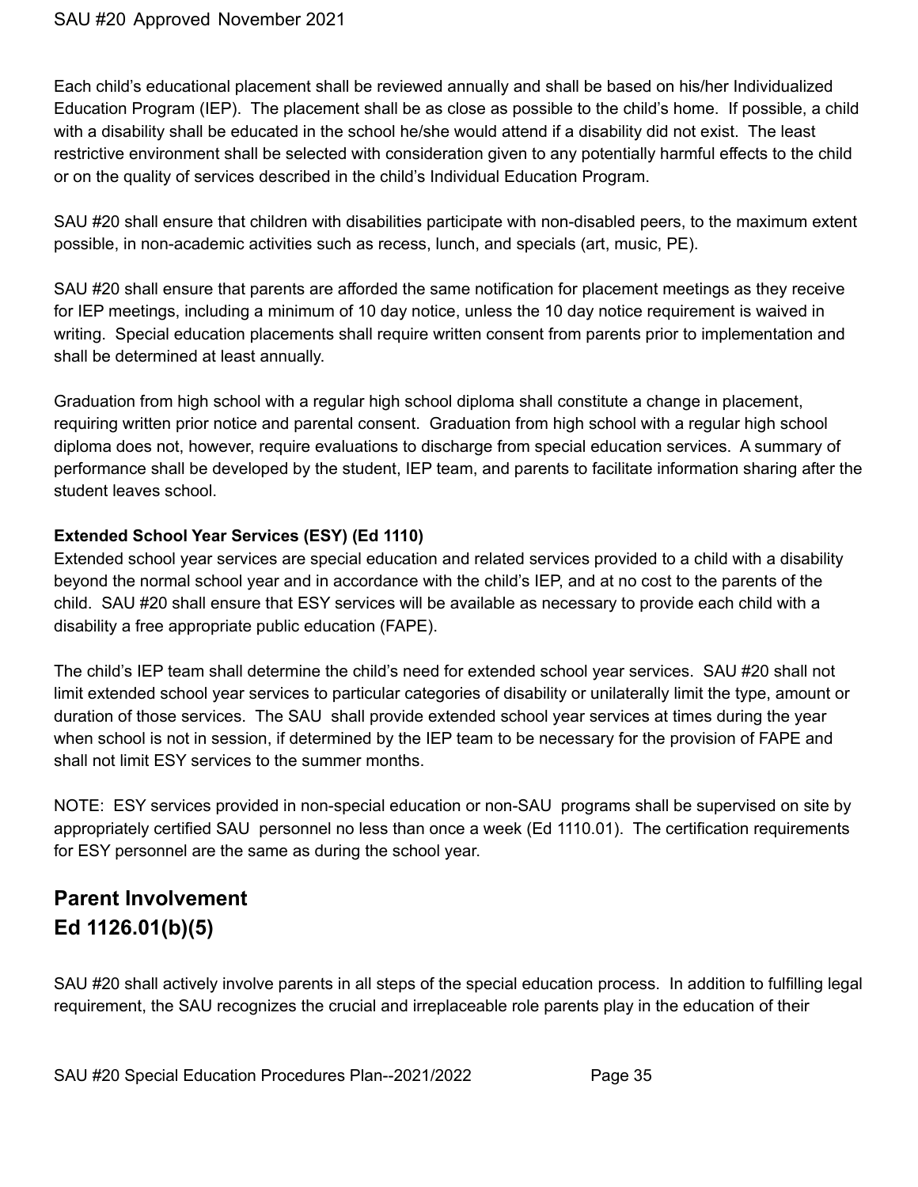Each child's educational placement shall be reviewed annually and shall be based on his/her Individualized Education Program (IEP). The placement shall be as close as possible to the child's home. If possible, a child with a disability shall be educated in the school he/she would attend if a disability did not exist. The least restrictive environment shall be selected with consideration given to any potentially harmful effects to the child or on the quality of services described in the child's Individual Education Program.

SAU #20 shall ensure that children with disabilities participate with non-disabled peers, to the maximum extent possible, in non-academic activities such as recess, lunch, and specials (art, music, PE).

SAU #20 shall ensure that parents are afforded the same notification for placement meetings as they receive for IEP meetings, including a minimum of 10 day notice, unless the 10 day notice requirement is waived in writing. Special education placements shall require written consent from parents prior to implementation and shall be determined at least annually.

Graduation from high school with a regular high school diploma shall constitute a change in placement, requiring written prior notice and parental consent. Graduation from high school with a regular high school diploma does not, however, require evaluations to discharge from special education services. A summary of performance shall be developed by the student, IEP team, and parents to facilitate information sharing after the student leaves school.

**Extended School Year Services (ESY) (Ed 1110)**

Extended school year services are special education and related services provided to a child with a disability beyond the normal school year and in accordance with the child's IEP, and at no cost to the parents of the child. SAU #20 shall ensure that ESY services will be available as necessary to provide each child with a disability a free appropriate public education (FAPE).

The child's IEP team shall determine the child's need for extended school year services. SAU #20 shall not limit extended school year services to particular categories of disability or unilaterally limit the type, amount or duration of those services. The SAU shall provide extended school year services at times during the year when school is not in session, if determined by the IEP team to be necessary for the provision of FAPE and shall not limit ESY services to the summer months.

NOTE: ESY services provided in non-special education or non-SAU programs shall be supervised on site by appropriately certified SAU personnel no less than once a week (Ed 1110.01). The certification requirements for ESY personnel are the same as during the school year.

## Parent Involvement
## Ed 1126.01(b)(5)

SAU #20 shall actively involve parents in all steps of the special education process. In addition to fulfilling legal requirement, the SAU recognizes the crucial and irreplaceable role parents play in the education of their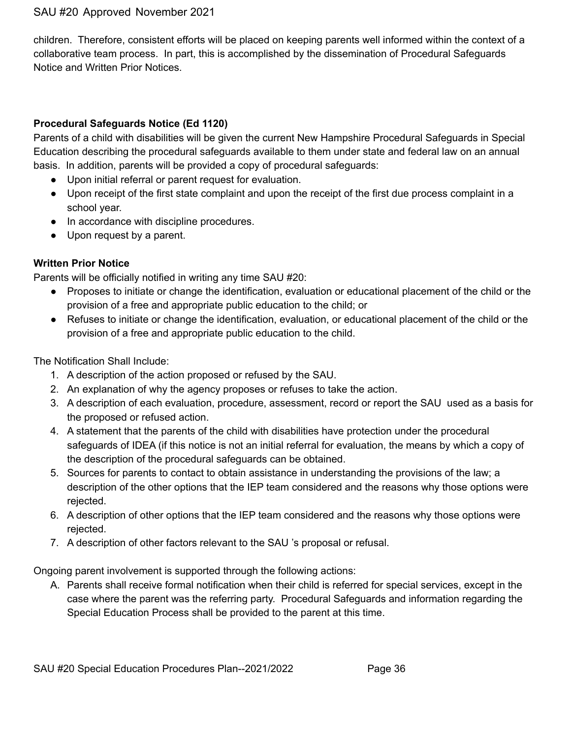children. Therefore, consistent efforts will be placed on keeping parents well informed within the context of a collaborative team process. In part, this is accomplished by the dissemination of Procedural Safeguards Notice and Written Prior Notices.

**Procedural Safeguards Notice (Ed 1120)**

Parents of a child with disabilities will be given the current New Hampshire Procedural Safeguards in Special Education describing the procedural safeguards available to them under state and federal law on an annual basis. In addition, parents will be provided a copy of procedural safeguards:

- Upon initial referral or parent request for evaluation.
- Upon receipt of the first state complaint and upon the receipt of the first due process complaint in a school year.
- In accordance with discipline procedures.
- Upon request by a parent.

**Written Prior Notice**

Parents will be officially notified in writing any time SAU #20:

- Proposes to initiate or change the identification, evaluation or educational placement of the child or the provision of a free and appropriate public education to the child; or
- Refuses to initiate or change the identification, evaluation, or educational placement of the child or the provision of a free and appropriate public education to the child.

The Notification Shall Include:

1. A description of the action proposed or refused by the SAU.
2. An explanation of why the agency proposes or refuses to take the action.
3. A description of each evaluation, procedure, assessment, record or report the SAU used as a basis for the proposed or refused action.
4. A statement that the parents of the child with disabilities have protection under the procedural safeguards of IDEA (if this notice is not an initial referral for evaluation, the means by which a copy of the description of the procedural safeguards can be obtained.
5. Sources for parents to contact to obtain assistance in understanding the provisions of the law; a description of the other options that the IEP team considered and the reasons why those options were rejected.
6. A description of other options that the IEP team considered and the reasons why those options were rejected.
7. A description of other factors relevant to the SAU 's proposal or refusal.

Ongoing parent involvement is supported through the following actions:

A. Parents shall receive formal notification when their child is referred for special services, except in the case where the parent was the referring party. Procedural Safeguards and information regarding the Special Education Process shall be provided to the parent at this time.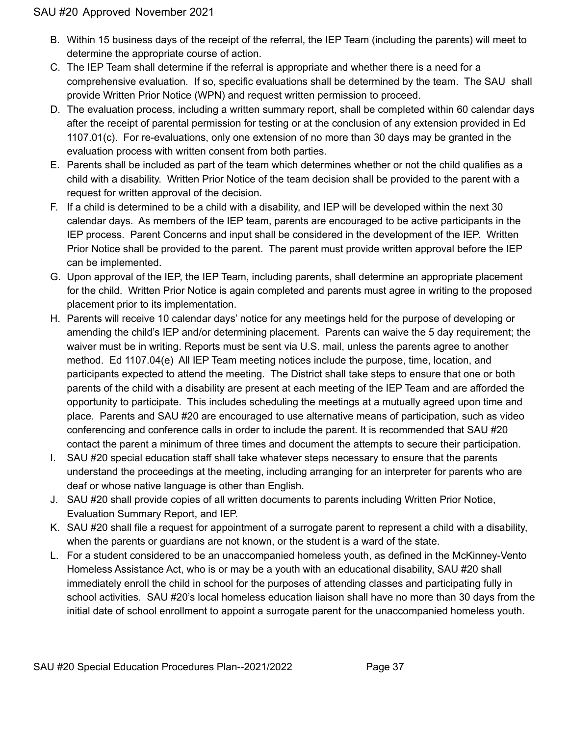B. Within 15 business days of the receipt of the referral, the IEP Team (including the parents) will meet to determine the appropriate course of action.

C. The IEP Team shall determine if the referral is appropriate and whether there is a need for a comprehensive evaluation. If so, specific evaluations shall be determined by the team. The SAU shall provide Written Prior Notice (WPN) and request written permission to proceed.

D. The evaluation process, including a written summary report, shall be completed within 60 calendar days after the receipt of parental permission for testing or at the conclusion of any extension provided in Ed 1107.01(c). For re-evaluations, only one extension of no more than 30 days may be granted in the evaluation process with written consent from both parties.

E. Parents shall be included as part of the team which determines whether or not the child qualifies as a child with a disability. Written Prior Notice of the team decision shall be provided to the parent with a request for written approval of the decision.

F. If a child is determined to be a child with a disability, and IEP will be developed within the next 30 calendar days. As members of the IEP team, parents are encouraged to be active participants in the IEP process. Parent Concerns and input shall be considered in the development of the IEP. Written Prior Notice shall be provided to the parent. The parent must provide written approval before the IEP can be implemented.

G. Upon approval of the IEP, the IEP Team, including parents, shall determine an appropriate placement for the child. Written Prior Notice is again completed and parents must agree in writing to the proposed placement prior to its implementation.

H. Parents will receive 10 calendar days' notice for any meetings held for the purpose of developing or amending the child's IEP and/or determining placement. Parents can waive the 5 day requirement; the waiver must be in writing. Reports must be sent via U.S. mail, unless the parents agree to another method. Ed 1107.04(e) All IEP Team meeting notices include the purpose, time, location, and participants expected to attend the meeting. The District shall take steps to ensure that one or both parents of the child with a disability are present at each meeting of the IEP Team and are afforded the opportunity to participate. This includes scheduling the meetings at a mutually agreed upon time and place. Parents and SAU #20 are encouraged to use alternative means of participation, such as video conferencing and conference calls in order to include the parent. It is recommended that SAU #20 contact the parent a minimum of three times and document the attempts to secure their participation.

I. SAU #20 special education staff shall take whatever steps necessary to ensure that the parents understand the proceedings at the meeting, including arranging for an interpreter for parents who are deaf or whose native language is other than English.

J. SAU #20 shall provide copies of all written documents to parents including Written Prior Notice, Evaluation Summary Report, and IEP.

K. SAU #20 shall file a request for appointment of a surrogate parent to represent a child with a disability, when the parents or guardians are not known, or the student is a ward of the state.

L. For a student considered to be an unaccompanied homeless youth, as defined in the McKinney-Vento Homeless Assistance Act, who is or may be a youth with an educational disability, SAU #20 shall immediately enroll the child in school for the purposes of attending classes and participating fully in school activities. SAU #20's local homeless education liaison shall have no more than 30 days from the initial date of school enrollment to appoint a surrogate parent for the unaccompanied homeless youth.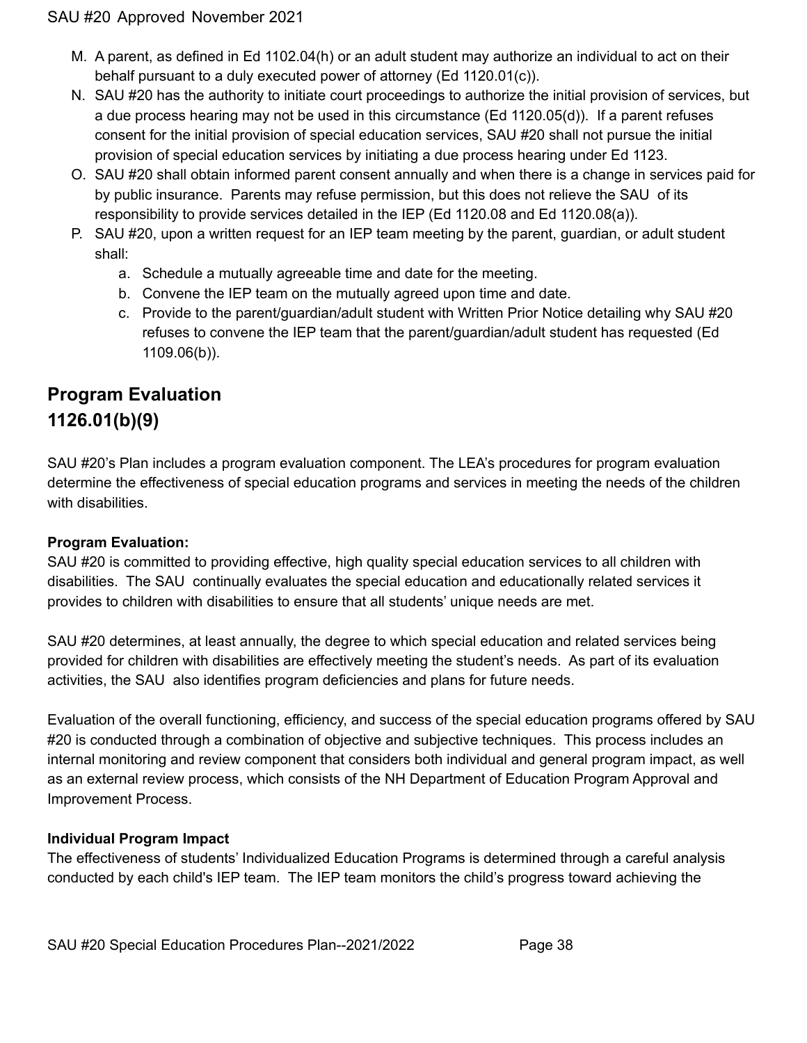M. A parent, as defined in Ed 1102.04(h) or an adult student may authorize an individual to act on their behalf pursuant to a duly executed power of attorney (Ed 1120.01(c)).
N. SAU #20 has the authority to initiate court proceedings to authorize the initial provision of services, but a due process hearing may not be used in this circumstance (Ed 1120.05(d)). If a parent refuses consent for the initial provision of special education services, SAU #20 shall not pursue the initial provision of special education services by initiating a due process hearing under Ed 1123.
O. SAU #20 shall obtain informed parent consent annually and when there is a change in services paid for by public insurance. Parents may refuse permission, but this does not relieve the SAU of its responsibility to provide services detailed in the IEP (Ed 1120.08 and Ed 1120.08(a)).
P. SAU #20, upon a written request for an IEP team meeting by the parent, guardian, or adult student shall:
   a. Schedule a mutually agreeable time and date for the meeting.
   b. Convene the IEP team on the mutually agreed upon time and date.
   c. Provide to the parent/guardian/adult student with Written Prior Notice detailing why SAU #20 refuses to convene the IEP team that the parent/guardian/adult student has requested (Ed 1109.06(b)).

## Program Evaluation 1126.01(b)(9)

SAU #20's Plan includes a program evaluation component. The LEA's procedures for program evaluation determine the effectiveness of special education programs and services in meeting the needs of the children with disabilities.

**Program Evaluation:**
SAU #20 is committed to providing effective, high quality special education services to all children with disabilities. The SAU continually evaluates the special education and educationally related services it provides to children with disabilities to ensure that all students' unique needs are met.

SAU #20 determines, at least annually, the degree to which special education and related services being provided for children with disabilities are effectively meeting the student's needs. As part of its evaluation activities, the SAU also identifies program deficiencies and plans for future needs.

Evaluation of the overall functioning, efficiency, and success of the special education programs offered by SAU #20 is conducted through a combination of objective and subjective techniques. This process includes an internal monitoring and review component that considers both individual and general program impact, as well as an external review process, which consists of the NH Department of Education Program Approval and Improvement Process.

**Individual Program Impact**
The effectiveness of students' Individualized Education Programs is determined through a careful analysis conducted by each child's IEP team. The IEP team monitors the child's progress toward achieving the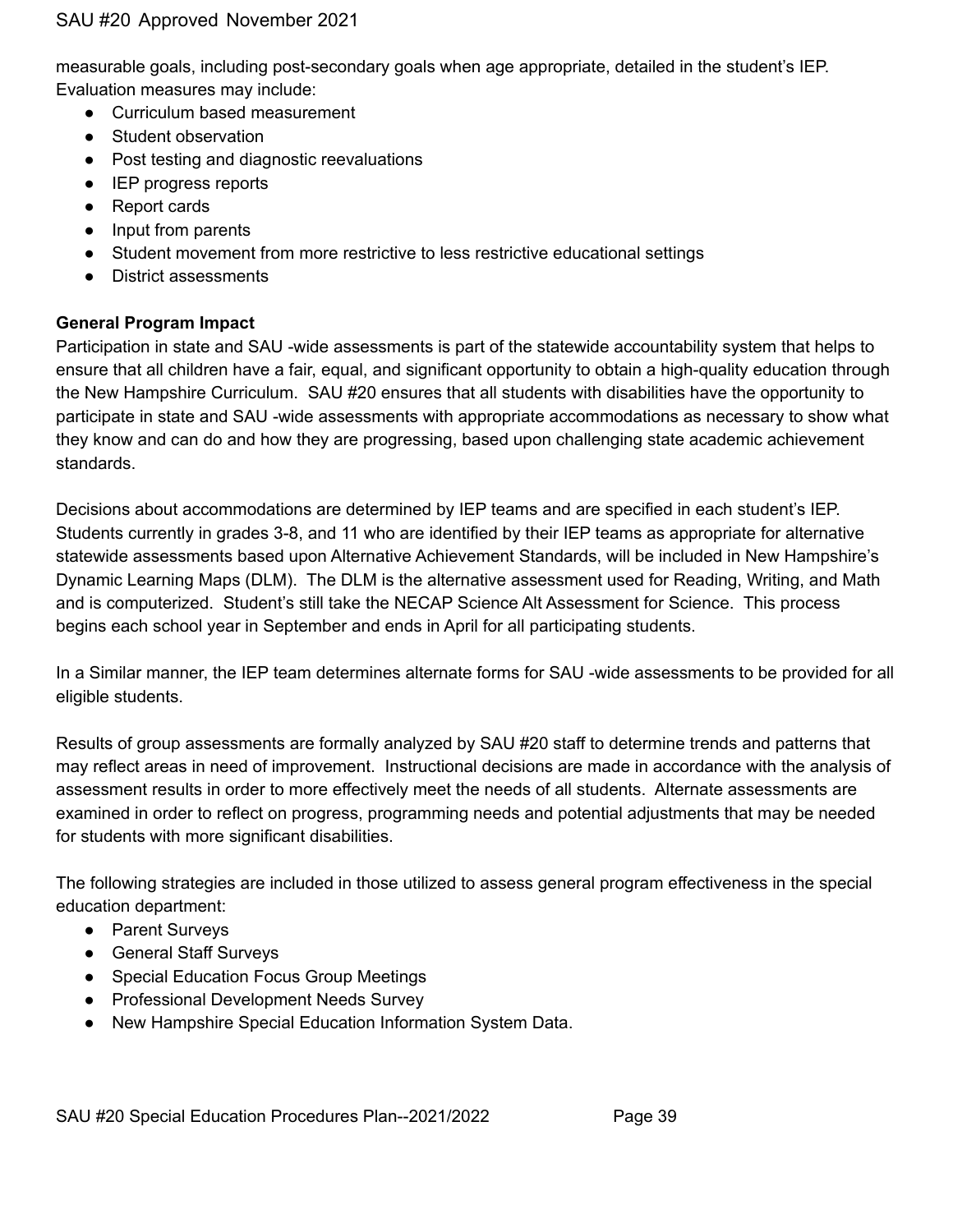measurable goals, including post-secondary goals when age appropriate, detailed in the student's IEP. Evaluation measures may include:

- Curriculum based measurement
- Student observation
- Post testing and diagnostic reevaluations
- IEP progress reports
- Report cards
- Input from parents
- Student movement from more restrictive to less restrictive educational settings
- District assessments

**General Program Impact**

Participation in state and SAU -wide assessments is part of the statewide accountability system that helps to ensure that all children have a fair, equal, and significant opportunity to obtain a high-quality education through the New Hampshire Curriculum. SAU #20 ensures that all students with disabilities have the opportunity to participate in state and SAU -wide assessments with appropriate accommodations as necessary to show what they know and can do and how they are progressing, based upon challenging state academic achievement standards.

Decisions about accommodations are determined by IEP teams and are specified in each student's IEP. Students currently in grades 3-8, and 11 who are identified by their IEP teams as appropriate for alternative statewide assessments based upon Alternative Achievement Standards, will be included in New Hampshire's Dynamic Learning Maps (DLM). The DLM is the alternative assessment used for Reading, Writing, and Math and is computerized. Student's still take the NECAP Science Alt Assessment for Science. This process begins each school year in September and ends in April for all participating students.

In a Similar manner, the IEP team determines alternate forms for SAU -wide assessments to be provided for all eligible students.

Results of group assessments are formally analyzed by SAU #20 staff to determine trends and patterns that may reflect areas in need of improvement. Instructional decisions are made in accordance with the analysis of assessment results in order to more effectively meet the needs of all students. Alternate assessments are examined in order to reflect on progress, programming needs and potential adjustments that may be needed for students with more significant disabilities.

The following strategies are included in those utilized to assess general program effectiveness in the special education department:

- Parent Surveys
- General Staff Surveys
- Special Education Focus Group Meetings
- Professional Development Needs Survey
- New Hampshire Special Education Information System Data.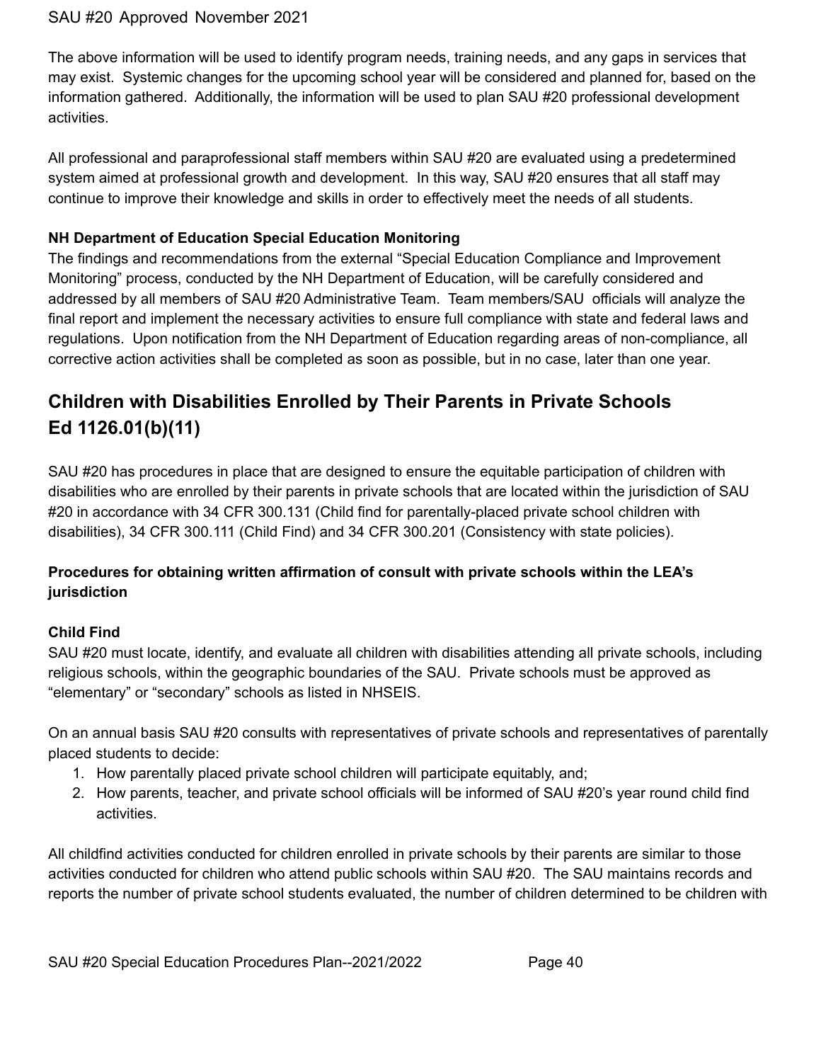The above information will be used to identify program needs, training needs, and any gaps in services that may exist. Systemic changes for the upcoming school year will be considered and planned for, based on the information gathered. Additionally, the information will be used to plan SAU #20 professional development activities.

All professional and paraprofessional staff members within SAU #20 are evaluated using a predetermined system aimed at professional growth and development. In this way, SAU #20 ensures that all staff may continue to improve their knowledge and skills in order to effectively meet the needs of all students.

**NH Department of Education Special Education Monitoring**

The findings and recommendations from the external "Special Education Compliance and Improvement Monitoring" process, conducted by the NH Department of Education, will be carefully considered and addressed by all members of SAU #20 Administrative Team. Team members/SAU officials will analyze the final report and implement the necessary activities to ensure full compliance with state and federal laws and regulations. Upon notification from the NH Department of Education regarding areas of non-compliance, all corrective action activities shall be completed as soon as possible, but in no case, later than one year.

## Children with Disabilities Enrolled by Their Parents in Private Schools Ed 1126.01(b)(11)

SAU #20 has procedures in place that are designed to ensure the equitable participation of children with disabilities who are enrolled by their parents in private schools that are located within the jurisdiction of SAU #20 in accordance with 34 CFR 300.131 (Child find for parentally-placed private school children with disabilities), 34 CFR 300.111 (Child Find) and 34 CFR 300.201 (Consistency with state policies).

**Procedures for obtaining written affirmation of consult with private schools within the LEA's jurisdiction**

**Child Find**

SAU #20 must locate, identify, and evaluate all children with disabilities attending all private schools, including religious schools, within the geographic boundaries of the SAU. Private schools must be approved as "elementary" or "secondary" schools as listed in NHSEIS.

On an annual basis SAU #20 consults with representatives of private schools and representatives of parentally placed students to decide:

1. How parentally placed private school children will participate equitably, and;
2. How parents, teacher, and private school officials will be informed of SAU #20's year round child find activities.

All childfind activities conducted for children enrolled in private schools by their parents are similar to those activities conducted for children who attend public schools within SAU #20. The SAU maintains records and reports the number of private school students evaluated, the number of children determined to be children with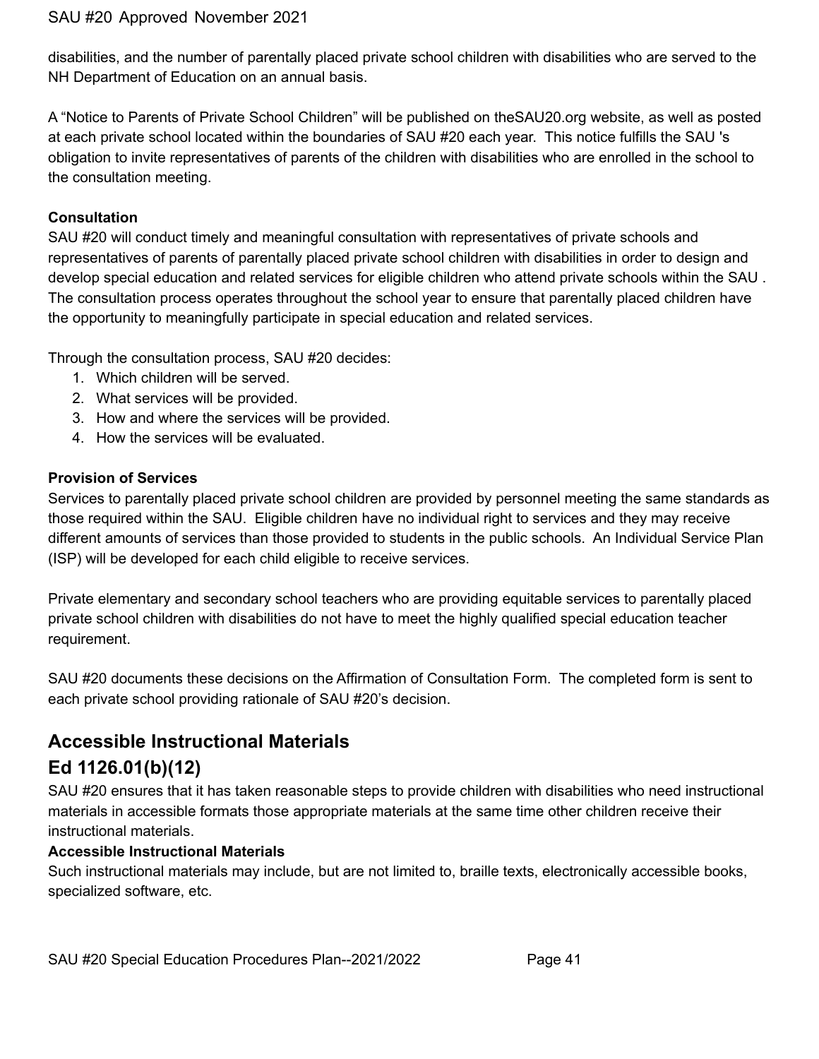disabilities, and the number of parentally placed private school children with disabilities who are served to the NH Department of Education on an annual basis.

A "Notice to Parents of Private School Children" will be published on theSAU20.org website, as well as posted at each private school located within the boundaries of SAU #20 each year. This notice fulfills the SAU 's obligation to invite representatives of parents of the children with disabilities who are enrolled in the school to the consultation meeting.

**Consultation**

SAU #20 will conduct timely and meaningful consultation with representatives of private schools and representatives of parents of parentally placed private school children with disabilities in order to design and develop special education and related services for eligible children who attend private schools within the SAU . The consultation process operates throughout the school year to ensure that parentally placed children have the opportunity to meaningfully participate in special education and related services.

Through the consultation process, SAU #20 decides:

1. Which children will be served.
2. What services will be provided.
3. How and where the services will be provided.
4. How the services will be evaluated.

**Provision of Services**

Services to parentally placed private school children are provided by personnel meeting the same standards as those required within the SAU. Eligible children have no individual right to services and they may receive different amounts of services than those provided to students in the public schools. An Individual Service Plan (ISP) will be developed for each child eligible to receive services.

Private elementary and secondary school teachers who are providing equitable services to parentally placed private school children with disabilities do not have to meet the highly qualified special education teacher requirement.

SAU #20 documents these decisions on the Affirmation of Consultation Form. The completed form is sent to each private school providing rationale of SAU #20's decision.

## Accessible Instructional Materials
## Ed 1126.01(b)(12)

SAU #20 ensures that it has taken reasonable steps to provide children with disabilities who need instructional materials in accessible formats those appropriate materials at the same time other children receive their instructional materials.

**Accessible Instructional Materials**

Such instructional materials may include, but are not limited to, braille texts, electronically accessible books, specialized software, etc.